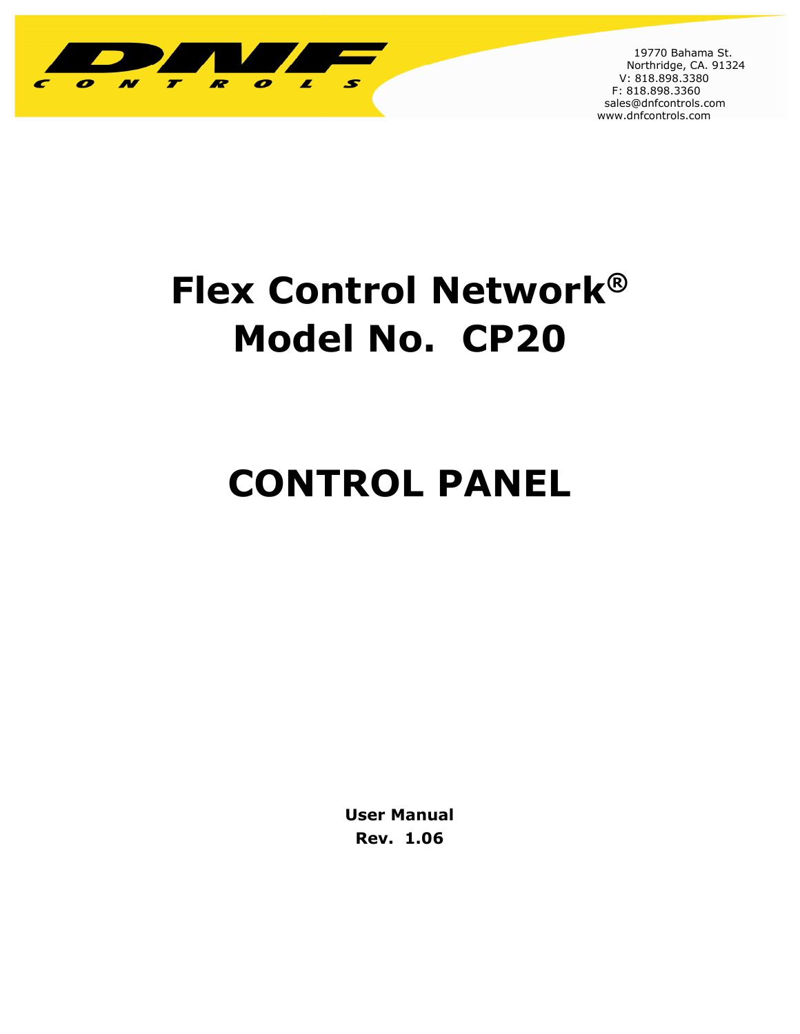DNF CONTROLS

19770 Bahama St.
Northridge, CA. 91324
V: 818.898.3380
F: 818.898.3360
sales@dnfcontrols.com
www.dnfcontrols.com

# Flex Control Network®
# Model No. CP20

# CONTROL PANEL

**User Manual**
**Rev. 1.06**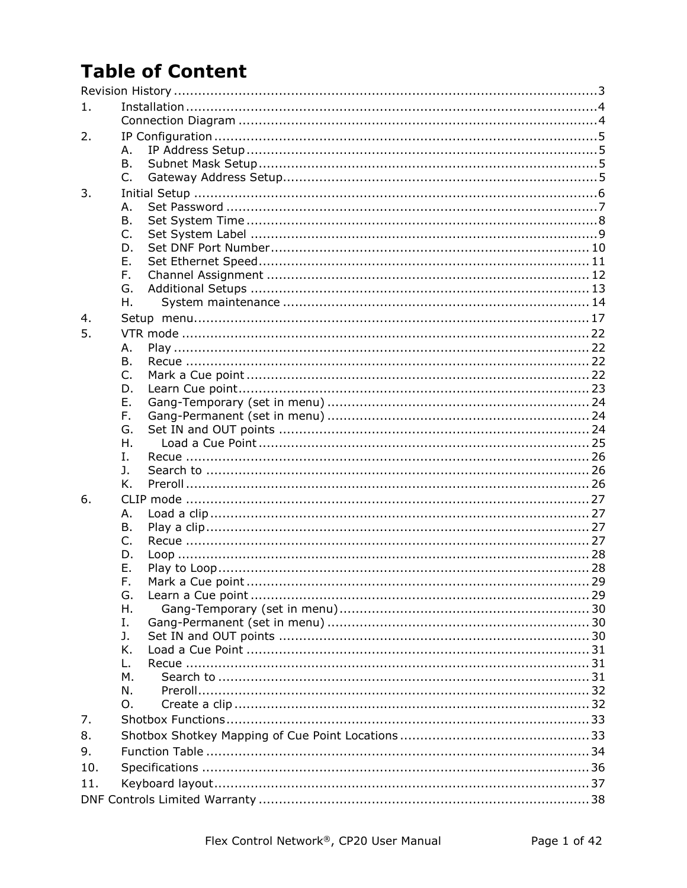# Table of Content

Revision History ....................................................................................................3

1. Installation ....................................................................................................4
   - Connection Diagram ........................................................................................4
2. IP Configuration ..............................................................................................5
   - A. IP Address Setup .......................................................................................5
   - B. Subnet Mask Setup ....................................................................................5
   - C. Gateway Address Setup..............................................................................5
3. Initial Setup ....................................................................................................6
   - A. Set Password ............................................................................................7
   - B. Set System Time .......................................................................................8
   - C. Set System Label ......................................................................................9
   - D. Set DNF Port Number................................................................................ 10
   - E. Set Ethernet Speed.................................................................................. 11
   - F. Channel Assignment ................................................................................ 12
   - G. Additional Setups .................................................................................... 13
   - H. System maintenance ............................................................................ 14
4. Setup menu.................................................................................................. 17
5. VTR mode .................................................................................................... 22
   - A. Play ....................................................................................................... 22
   - B. Recue .................................................................................................... 22
   - C. Mark a Cue point ..................................................................................... 22
   - D. Learn Cue point....................................................................................... 23
   - E. Gang-Temporary (set in menu) ................................................................. 24
   - F. Gang-Permanent (set in menu) ................................................................. 24
   - G. Set IN and OUT points ............................................................................. 24
   - H. Load a Cue Point .................................................................................. 25
   - I. Recue .................................................................................................... 26
   - J. Search to ............................................................................................... 26
   - K. Preroll .................................................................................................... 26
6. CLIP mode .................................................................................................... 27
   - A. Load a clip .............................................................................................. 27
   - B. Play a clip............................................................................................... 27
   - C. Recue .................................................................................................... 27
   - D. Loop ...................................................................................................... 28
   - E. Play to Loop............................................................................................ 28
   - F. Mark a Cue point ..................................................................................... 29
   - G. Learn a Cue point .................................................................................... 29
   - H. Gang-Temporary (set in menu).............................................................. 30
   - I. Gang-Permanent (set in menu) ................................................................. 30
   - J. Set IN and OUT points ............................................................................. 30
   - K. Load a Cue Point ..................................................................................... 31
   - L. Recue .................................................................................................... 31
   - M. Search to ............................................................................................ 31
   - N. Preroll................................................................................................. 32
   - O. Create a clip ........................................................................................ 32
7. Shotbox Functions.......................................................................................... 33
8. Shotbox Shotkey Mapping of Cue Point Locations ............................................... 33
9. Function Table ............................................................................................... 34
10. Specifications ................................................................................................ 36
11. Keyboard layout............................................................................................. 37

DNF Controls Limited Warranty .................................................................................. 38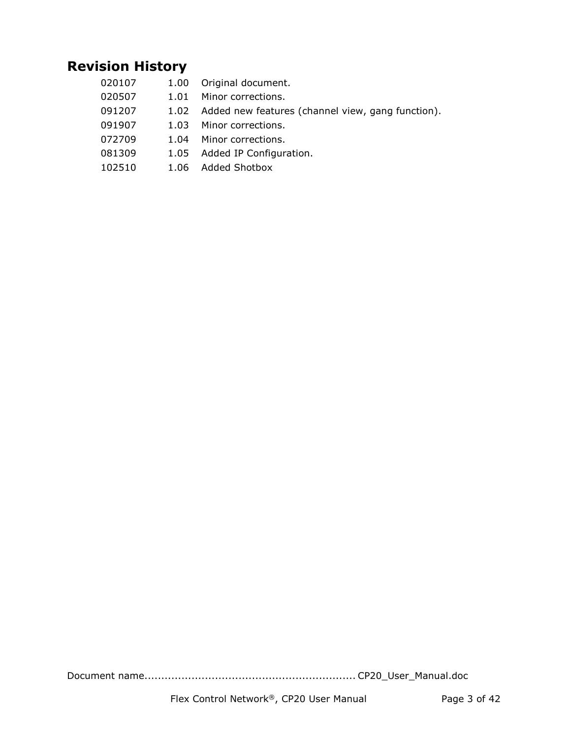## Revision History

| | | |
|---|---|---|
| 020107 | 1.00 | Original document. |
| 020507 | 1.01 | Minor corrections. |
| 091207 | 1.02 | Added new features (channel view, gang function). |
| 091907 | 1.03 | Minor corrections. |
| 072709 | 1.04 | Minor corrections. |
| 081309 | 1.05 | Added IP Configuration. |
| 102510 | 1.06 | Added Shotbox |

Document name............................................................ CP20_User_Manual.doc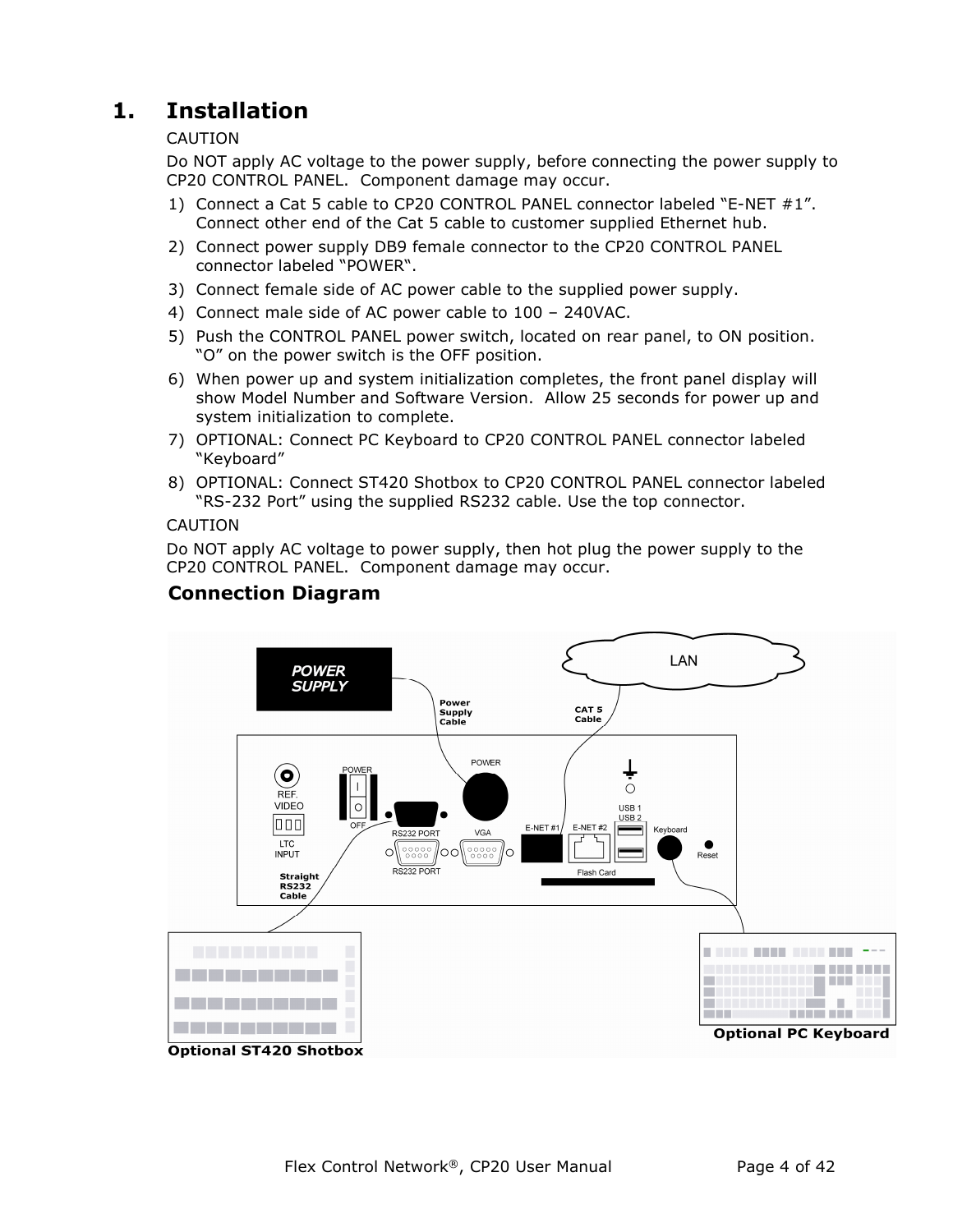# 1. Installation

CAUTION

Do NOT apply AC voltage to the power supply, before connecting the power supply to CP20 CONTROL PANEL. Component damage may occur.

1) Connect a Cat 5 cable to CP20 CONTROL PANEL connector labeled "E-NET #1". Connect other end of the Cat 5 cable to customer supplied Ethernet hub.
2) Connect power supply DB9 female connector to the CP20 CONTROL PANEL connector labeled "POWER".
3) Connect female side of AC power cable to the supplied power supply.
4) Connect male side of AC power cable to 100 – 240VAC.
5) Push the CONTROL PANEL power switch, located on rear panel, to ON position. "O" on the power switch is the OFF position.
6) When power up and system initialization completes, the front panel display will show Model Number and Software Version. Allow 25 seconds for power up and system initialization to complete.
7) OPTIONAL: Connect PC Keyboard to CP20 CONTROL PANEL connector labeled "Keyboard"
8) OPTIONAL: Connect ST420 Shotbox to CP20 CONTROL PANEL connector labeled "RS-232 Port" using the supplied RS232 cable. Use the top connector.

CAUTION

Do NOT apply AC voltage to power supply, then hot plug the power supply to the CP20 CONTROL PANEL. Component damage may occur.

## Connection Diagram

POWER SUPPLY — Power Supply Cable — POWER

LAN — CAT 5 Cable — E-NET #1

REF. VIDEO, LTC INPUT, POWER (I / O, OFF), RS232 PORT, VGA, E-NET #1, E-NET #2, USB 1, USB 2, Keyboard, Reset, Flash Card

Straight RS232 Cable

Optional ST420 Shotbox

Optional PC Keyboard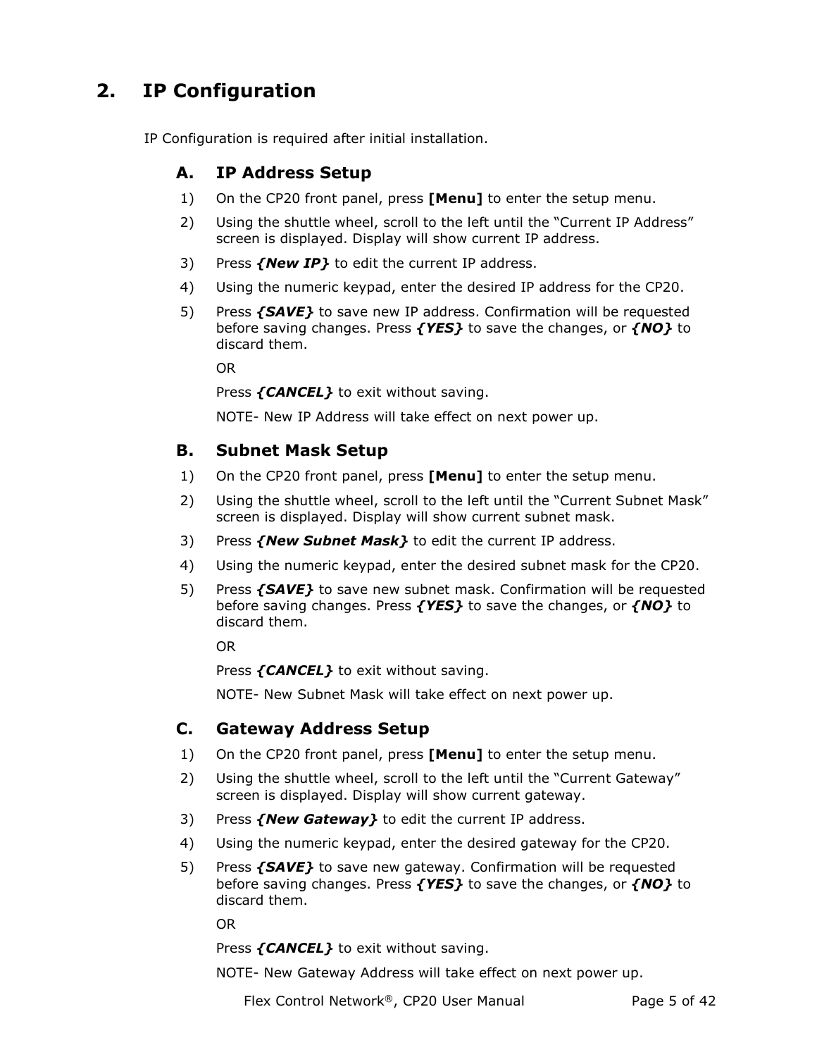# 2. IP Configuration

IP Configuration is required after initial installation.

## A. IP Address Setup

1) On the CP20 front panel, press **[Menu]** to enter the setup menu.
2) Using the shuttle wheel, scroll to the left until the "Current IP Address" screen is displayed. Display will show current IP address.
3) Press ***{New IP}*** to edit the current IP address.
4) Using the numeric keypad, enter the desired IP address for the CP20.
5) Press ***{SAVE}*** to save new IP address. Confirmation will be requested before saving changes. Press ***{YES}*** to save the changes, or ***{NO}*** to discard them.

   OR

   Press ***{CANCEL}*** to exit without saving.

   NOTE- New IP Address will take effect on next power up.

## B. Subnet Mask Setup

1) On the CP20 front panel, press **[Menu]** to enter the setup menu.
2) Using the shuttle wheel, scroll to the left until the "Current Subnet Mask" screen is displayed. Display will show current subnet mask.
3) Press ***{New Subnet Mask}*** to edit the current IP address.
4) Using the numeric keypad, enter the desired subnet mask for the CP20.
5) Press ***{SAVE}*** to save new subnet mask. Confirmation will be requested before saving changes. Press ***{YES}*** to save the changes, or ***{NO}*** to discard them.

   OR

   Press ***{CANCEL}*** to exit without saving.

   NOTE- New Subnet Mask will take effect on next power up.

## C. Gateway Address Setup

1) On the CP20 front panel, press **[Menu]** to enter the setup menu.
2) Using the shuttle wheel, scroll to the left until the "Current Gateway" screen is displayed. Display will show current gateway.
3) Press ***{New Gateway}*** to edit the current IP address.
4) Using the numeric keypad, enter the desired gateway for the CP20.
5) Press ***{SAVE}*** to save new gateway. Confirmation will be requested before saving changes. Press ***{YES}*** to save the changes, or ***{NO}*** to discard them.

   OR

   Press ***{CANCEL}*** to exit without saving.

   NOTE- New Gateway Address will take effect on next power up.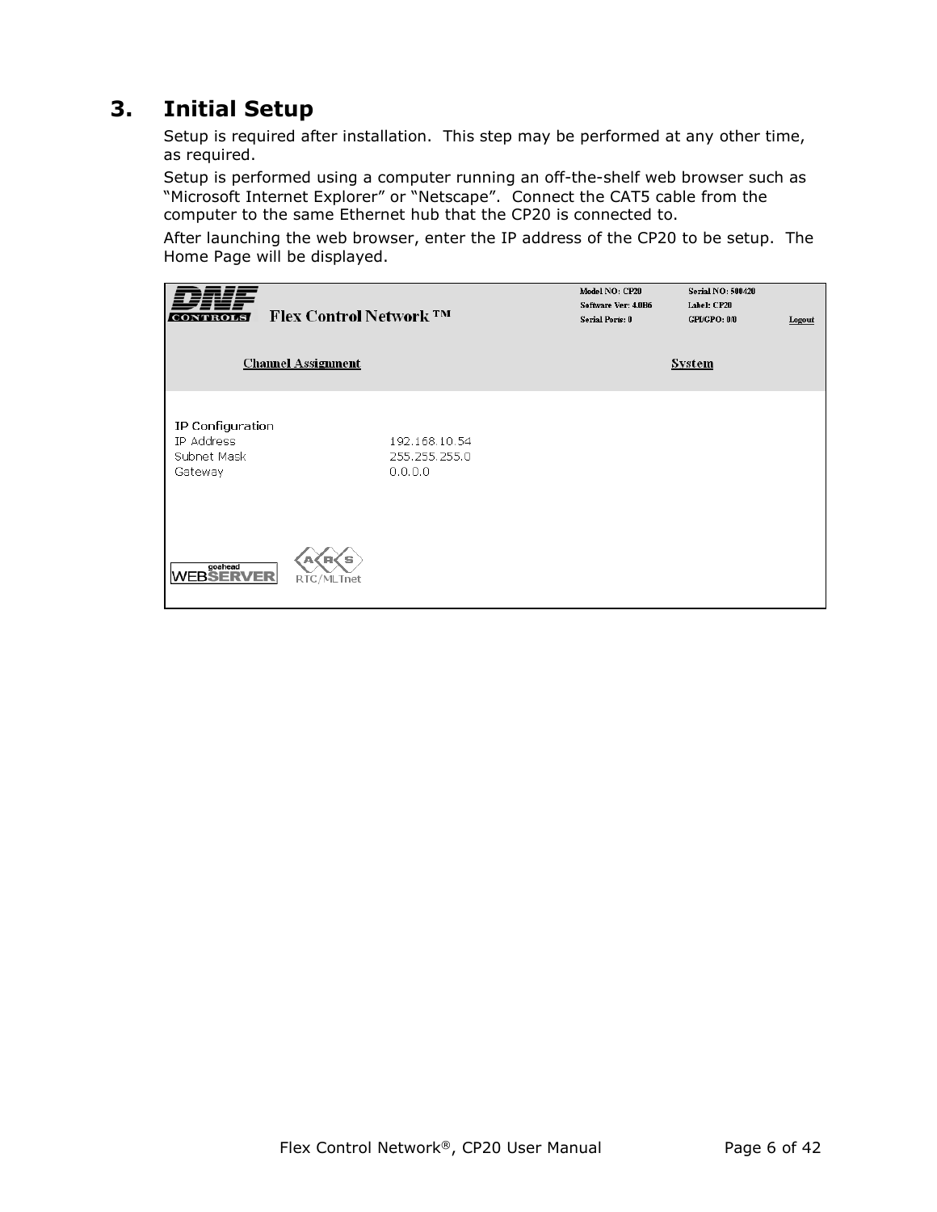# 3. Initial Setup

Setup is required after installation. This step may be performed at any other time, as required.

Setup is performed using a computer running an off-the-shelf web browser such as "Microsoft Internet Explorer" or "Netscape". Connect the CAT5 cable from the computer to the same Ethernet hub that the CP20 is connected to.

After launching the web browser, enter the IP address of the CP20 to be setup. The Home Page will be displayed.

Flex Control Network ™

Model NO: CP20 | Serial NO: 500420
Software Ver: 4.0B6 | Label: CP20
Serial Ports: 0 | GPI/GPO: 0/0
Logout

Channel Assignment | System

IP Configuration

| | |
|---|---|
| IP Address | 192.168.10.54 |
| Subnet Mask | 255.255.255.0 |
| Gateway | 0.0.0.0 |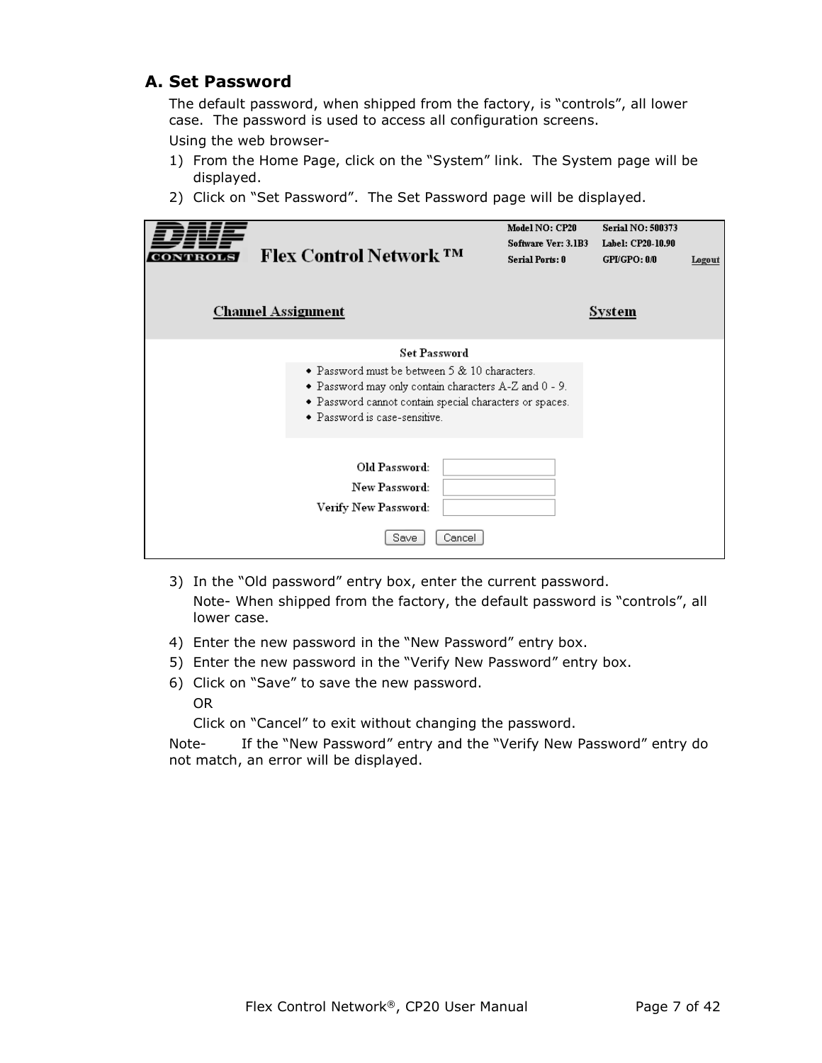## A. Set Password

The default password, when shipped from the factory, is “controls”, all lower case. The password is used to access all configuration screens.

Using the web browser-

1) From the Home Page, click on the “System” link. The System page will be displayed.
2) Click on “Set Password”. The Set Password page will be displayed.

3) In the “Old password” entry box, enter the current password.

   Note- When shipped from the factory, the default password is “controls”, all lower case.

4) Enter the new password in the “New Password” entry box.
5) Enter the new password in the “Verify New Password” entry box.
6) Click on “Save” to save the new password.

   OR

   Click on “Cancel” to exit without changing the password.

Note- If the “New Password” entry and the “Verify New Password” entry do not match, an error will be displayed.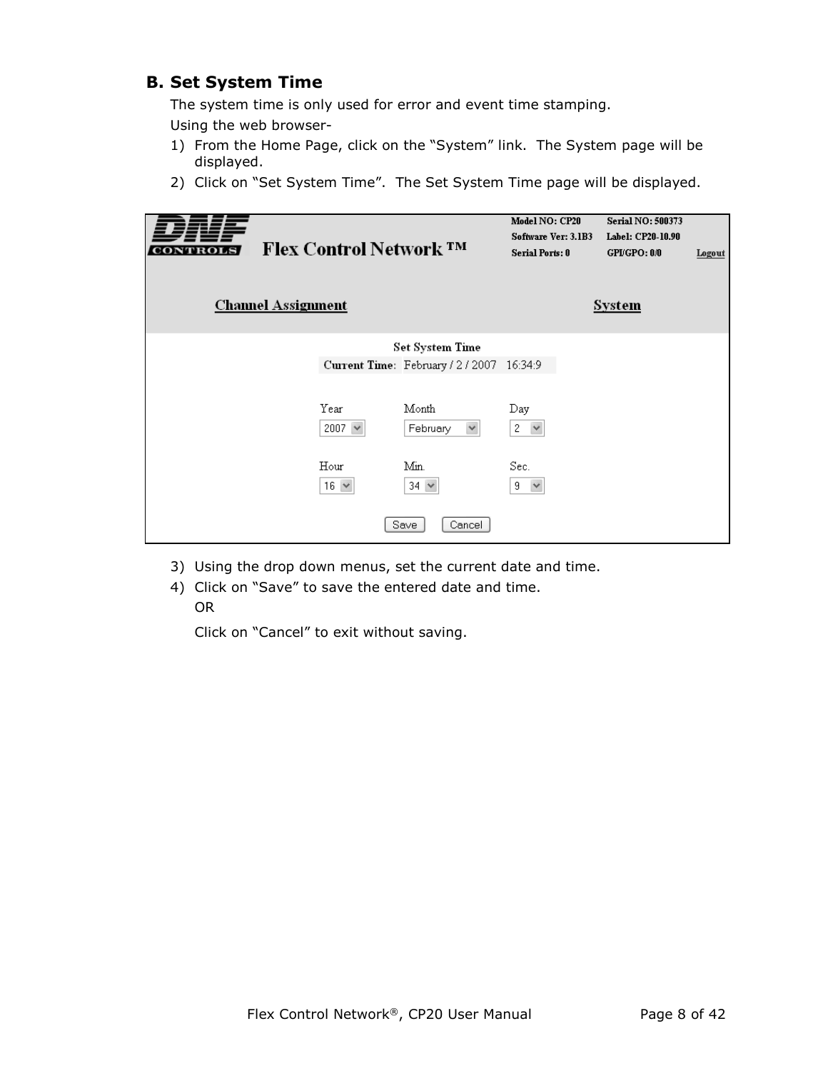## B. Set System Time

The system time is only used for error and event time stamping.

Using the web browser-

1) From the Home Page, click on the “System” link. The System page will be displayed.
2) Click on “Set System Time”. The Set System Time page will be displayed.

3) Using the drop down menus, set the current date and time.
4) Click on “Save” to save the entered date and time.

   OR

   Click on “Cancel” to exit without saving.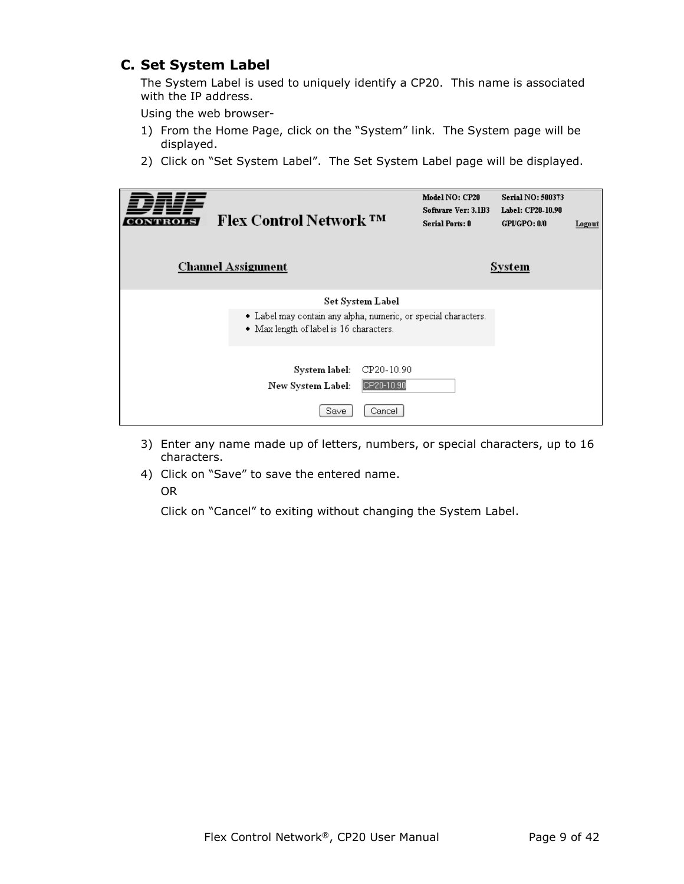## C. Set System Label

The System Label is used to uniquely identify a CP20. This name is associated with the IP address.

Using the web browser-

1) From the Home Page, click on the “System” link. The System page will be displayed.
2) Click on “Set System Label”. The Set System Label page will be displayed.

3) Enter any name made up of letters, numbers, or special characters, up to 16 characters.
4) Click on “Save” to save the entered name.

   OR

   Click on “Cancel” to exiting without changing the System Label.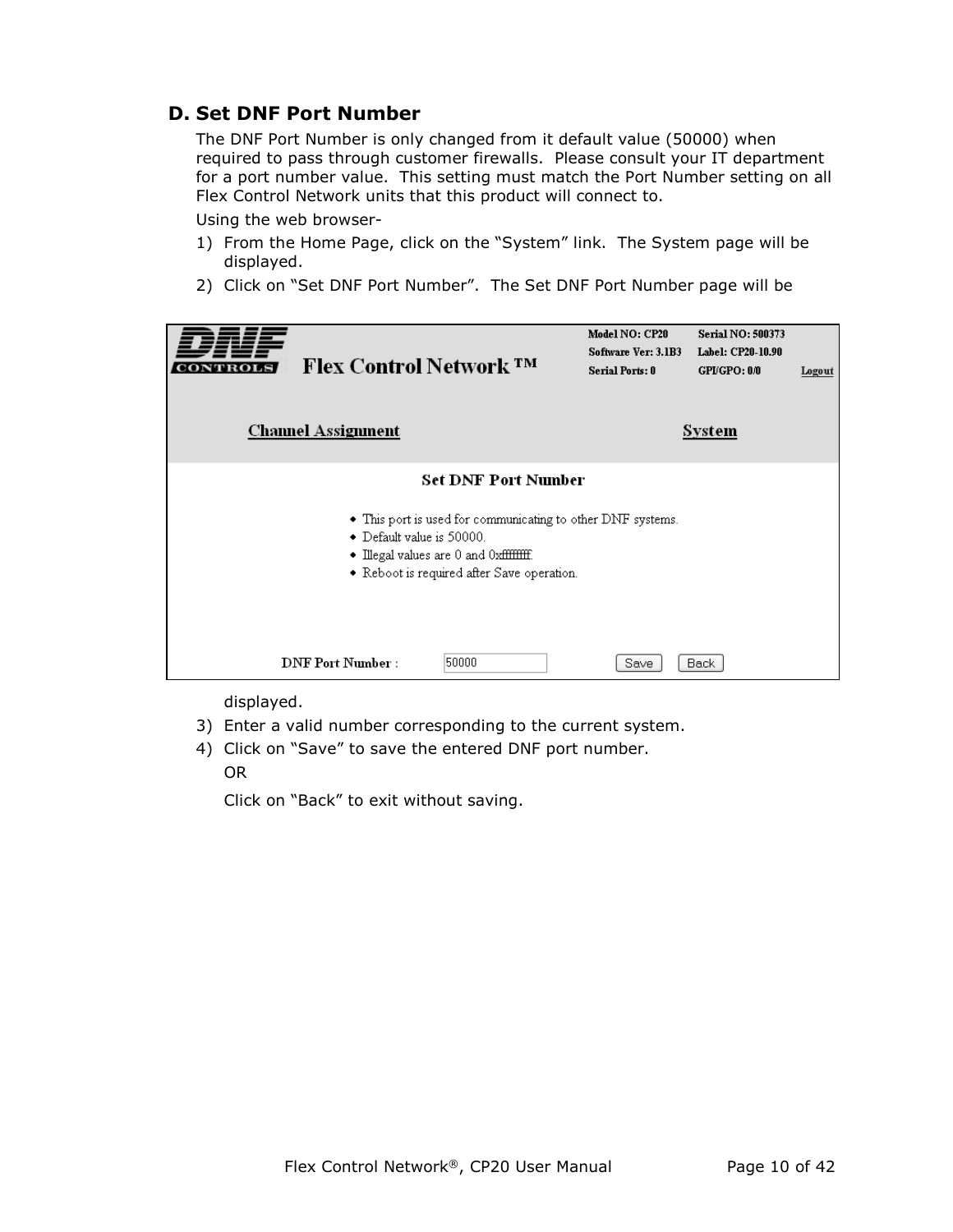## D. Set DNF Port Number

The DNF Port Number is only changed from it default value (50000) when required to pass through customer firewalls. Please consult your IT department for a port number value. This setting must match the Port Number setting on all Flex Control Network units that this product will connect to.

Using the web browser-

1) From the Home Page, click on the "System" link. The System page will be displayed.
2) Click on "Set DNF Port Number". The Set DNF Port Number page will be displayed.
3) Enter a valid number corresponding to the current system.
4) Click on "Save" to save the entered DNF port number.

   OR

   Click on "Back" to exit without saving.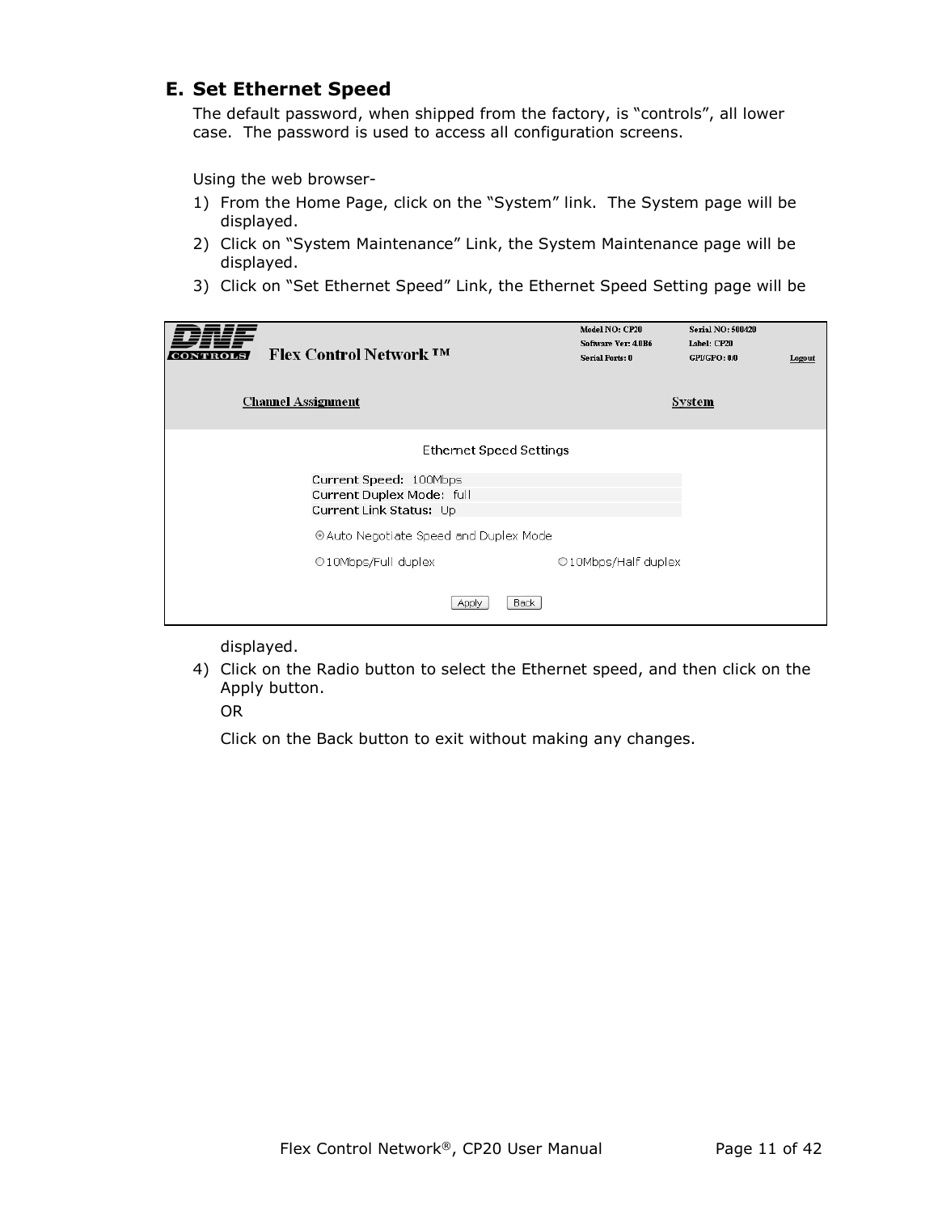## E. Set Ethernet Speed

The default password, when shipped from the factory, is "controls", all lower case. The password is used to access all configuration screens.

Using the web browser-

1) From the Home Page, click on the "System" link. The System page will be displayed.
2) Click on "System Maintenance" Link, the System Maintenance page will be displayed.
3) Click on "Set Ethernet Speed" Link, the Ethernet Speed Setting page will be displayed.
4) Click on the Radio button to select the Ethernet speed, and then click on the Apply button.

   OR

   Click on the Back button to exit without making any changes.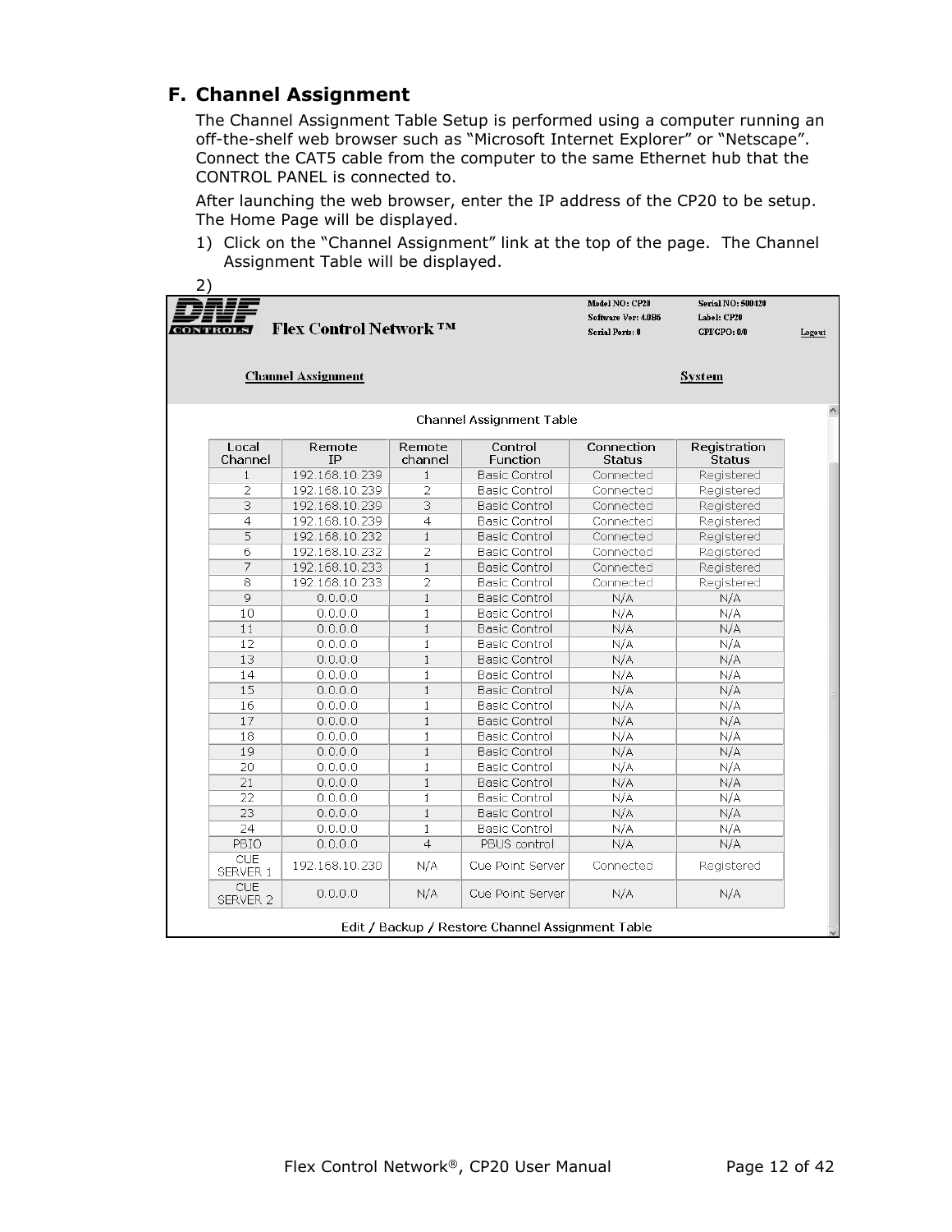## F. Channel Assignment

The Channel Assignment Table Setup is performed using a computer running an off-the-shelf web browser such as "Microsoft Internet Explorer" or "Netscape". Connect the CAT5 cable from the computer to the same Ethernet hub that the CONTROL PANEL is connected to.

After launching the web browser, enter the IP address of the CP20 to be setup. The Home Page will be displayed.

1) Click on the "Channel Assignment" link at the top of the page. The Channel Assignment Table will be displayed.
2)

**Flex Control Network ™**

Model NO: CP20 | Serial NO: 500420
Software Ver: 4.0B5 | Label: CP20
Serial Ports: 0 | GPI/GPO: 0/0 | Logout

Channel Assignment | System

Channel Assignment Table

| Local Channel | Remote IP | Remote channel | Control Function | Connection Status | Registration Status |
|---|---|---|---|---|---|
| 1 | 192.168.10.239 | 1 | Basic Control | Connected | Registered |
| 2 | 192.168.10.239 | 2 | Basic Control | Connected | Registered |
| 3 | 192.168.10.239 | 3 | Basic Control | Connected | Registered |
| 4 | 192.168.10.239 | 4 | Basic Control | Connected | Registered |
| 5 | 192.168.10.232 | 1 | Basic Control | Connected | Registered |
| 6 | 192.168.10.232 | 2 | Basic Control | Connected | Registered |
| 7 | 192.168.10.233 | 1 | Basic Control | Connected | Registered |
| 8 | 192.168.10.233 | 2 | Basic Control | Connected | Registered |
| 9 | 0.0.0.0 | 1 | Basic Control | N/A | N/A |
| 10 | 0.0.0.0 | 1 | Basic Control | N/A | N/A |
| 11 | 0.0.0.0 | 1 | Basic Control | N/A | N/A |
| 12 | 0.0.0.0 | 1 | Basic Control | N/A | N/A |
| 13 | 0.0.0.0 | 1 | Basic Control | N/A | N/A |
| 14 | 0.0.0.0 | 1 | Basic Control | N/A | N/A |
| 15 | 0.0.0.0 | 1 | Basic Control | N/A | N/A |
| 16 | 0.0.0.0 | 1 | Basic Control | N/A | N/A |
| 17 | 0.0.0.0 | 1 | Basic Control | N/A | N/A |
| 18 | 0.0.0.0 | 1 | Basic Control | N/A | N/A |
| 19 | 0.0.0.0 | 1 | Basic Control | N/A | N/A |
| 20 | 0.0.0.0 | 1 | Basic Control | N/A | N/A |
| 21 | 0.0.0.0 | 1 | Basic Control | N/A | N/A |
| 22 | 0.0.0.0 | 1 | Basic Control | N/A | N/A |
| 23 | 0.0.0.0 | 1 | Basic Control | N/A | N/A |
| 24 | 0.0.0.0 | 1 | Basic Control | N/A | N/A |
| PBIO | 0.0.0.0 | 4 | PBUS control | N/A | N/A |
| CUE SERVER 1 | 192.168.10.230 | N/A | Cue Point Server | Connected | Registered |
| CUE SERVER 2 | 0.0.0.0 | N/A | Cue Point Server | N/A | N/A |

Edit / Backup / Restore Channel Assignment Table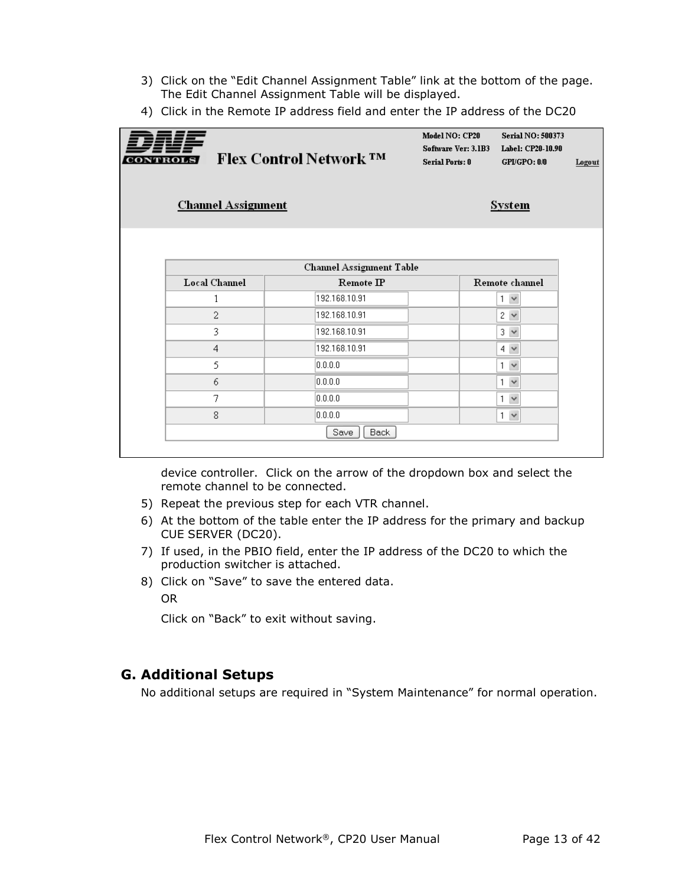3) Click on the "Edit Channel Assignment Table" link at the bottom of the page. The Edit Channel Assignment Table will be displayed.

4) Click in the Remote IP address field and enter the IP address of the DC20

| Channel Assignment Table | | |
|---|---|---|
| Local Channel | Remote IP | Remote channel |
| 1 | 192.168.10.91 | 1 |
| 2 | 192.168.10.91 | 2 |
| 3 | 192.168.10.91 | 3 |
| 4 | 192.168.10.91 | 4 |
| 5 | 0.0.0.0 | 1 |
| 6 | 0.0.0.0 | 1 |
| 7 | 0.0.0.0 | 1 |
| 8 | 0.0.0.0 | 1 |

device controller. Click on the arrow of the dropdown box and select the remote channel to be connected.

5) Repeat the previous step for each VTR channel.

6) At the bottom of the table enter the IP address for the primary and backup CUE SERVER (DC20).

7) If used, in the PBIO field, enter the IP address of the DC20 to which the production switcher is attached.

8) Click on "Save" to save the entered data.

   OR

   Click on "Back" to exit without saving.

## G. Additional Setups

No additional setups are required in "System Maintenance" for normal operation.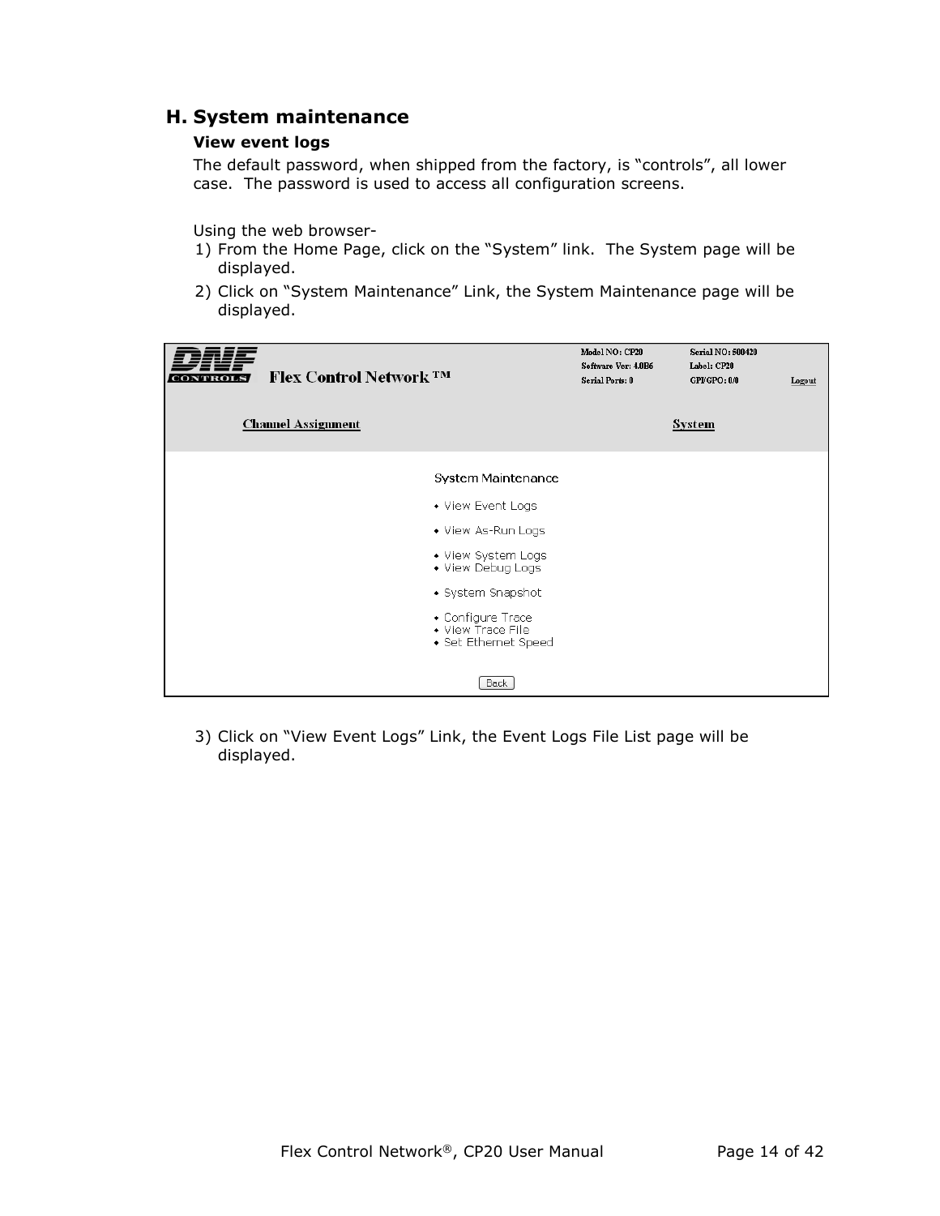## H. System maintenance

### View event logs

The default password, when shipped from the factory, is "controls", all lower case. The password is used to access all configuration screens.

Using the web browser-

1) From the Home Page, click on the "System" link. The System page will be displayed.
2) Click on "System Maintenance" Link, the System Maintenance page will be displayed.

Model NO: CP20 Serial NO: 500420
Software Ver: 4.0B6 Label: CP20
Serial Ports: 0 GPI/GPO: 0/0 Logout

Flex Control Network ™

Channel Assignment System

System Maintenance

- View Event Logs
- View As-Run Logs
- View System Logs
- View Debug Logs
- System Snapshot
- Configure Trace
- View Trace File
- Set Ethernet Speed

Back

3) Click on "View Event Logs" Link, the Event Logs File List page will be displayed.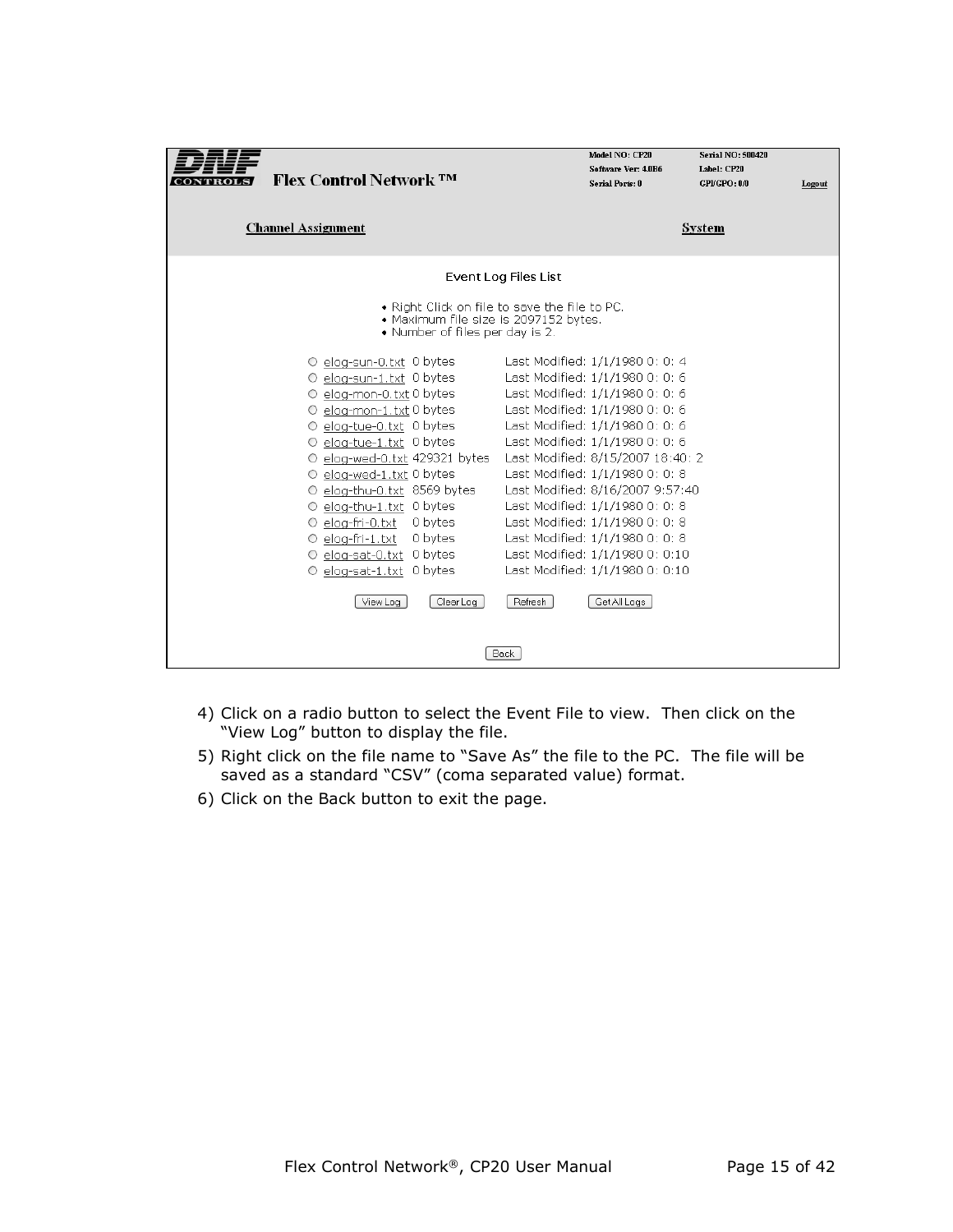Model NO: CP20 | Serial NO: 500420
Software Ver: 4.0B6 | Label: CP20
Serial Ports: 0 | GPI/GPO: 0/0 | Logout

**Flex Control Network ™**

Channel Assignment | System

Event Log Files List

- Right Click on file to save the file to PC.
- Maximum file size is 2097152 bytes.
- Number of files per day is 2.

| File | Size | Last Modified |
|---|---|---|
| ○ elog-sun-0.txt | 0 bytes | Last Modified: 1/1/1980 0: 0: 4 |
| ○ elog-sun-1.txt | 0 bytes | Last Modified: 1/1/1980 0: 0: 6 |
| ○ elog-mon-0.txt | 0 bytes | Last Modified: 1/1/1980 0: 0: 6 |
| ○ elog-mon-1.txt | 0 bytes | Last Modified: 1/1/1980 0: 0: 6 |
| ○ elog-tue-0.txt | 0 bytes | Last Modified: 1/1/1980 0: 0: 6 |
| ○ elog-tue-1.txt | 0 bytes | Last Modified: 1/1/1980 0: 0: 6 |
| ○ elog-wed-0.txt | 429321 bytes | Last Modified: 8/15/2007 18:40: 2 |
| ○ elog-wed-1.txt | 0 bytes | Last Modified: 1/1/1980 0: 0: 8 |
| ○ elog-thu-0.txt | 8569 bytes | Last Modified: 8/16/2007 9:57:40 |
| ○ elog-thu-1.txt | 0 bytes | Last Modified: 1/1/1980 0: 0: 8 |
| ○ elog-fri-0.txt | 0 bytes | Last Modified: 1/1/1980 0: 0: 8 |
| ○ elog-fri-1.txt | 0 bytes | Last Modified: 1/1/1980 0: 0: 8 |
| ○ elog-sat-0.txt | 0 bytes | Last Modified: 1/1/1980 0: 0:10 |
| ○ elog-sat-1.txt | 0 bytes | Last Modified: 1/1/1980 0: 0:10 |

[View Log] [Clear Log] [Refresh] [Get All Logs]

[Back]

4) Click on a radio button to select the Event File to view. Then click on the "View Log" button to display the file.
5) Right click on the file name to "Save As" the file to the PC. The file will be saved as a standard "CSV" (coma separated value) format.
6) Click on the Back button to exit the page.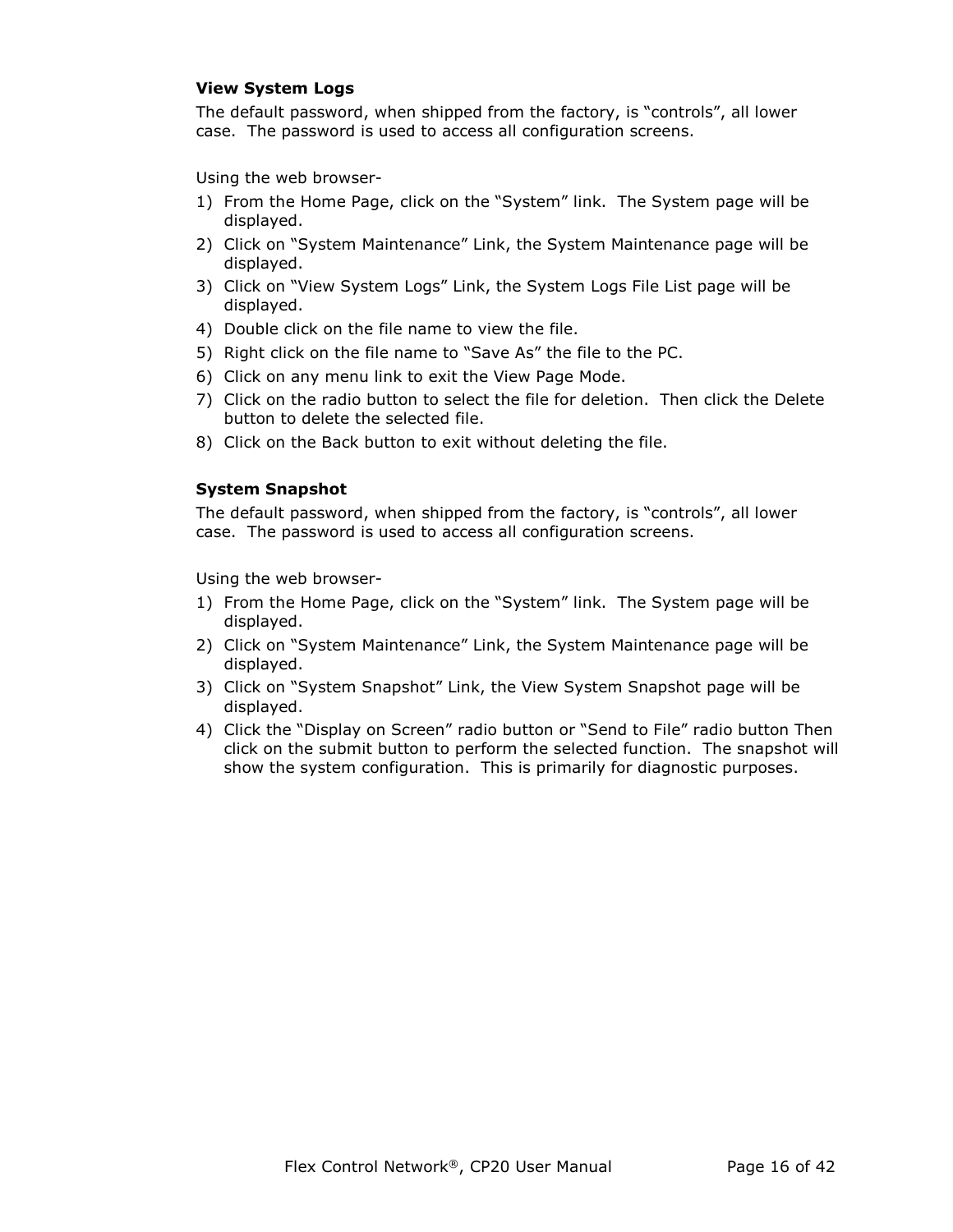### View System Logs

The default password, when shipped from the factory, is "controls", all lower case. The password is used to access all configuration screens.

Using the web browser-

1) From the Home Page, click on the "System" link. The System page will be displayed.
2) Click on "System Maintenance" Link, the System Maintenance page will be displayed.
3) Click on "View System Logs" Link, the System Logs File List page will be displayed.
4) Double click on the file name to view the file.
5) Right click on the file name to "Save As" the file to the PC.
6) Click on any menu link to exit the View Page Mode.
7) Click on the radio button to select the file for deletion. Then click the Delete button to delete the selected file.
8) Click on the Back button to exit without deleting the file.

### System Snapshot

The default password, when shipped from the factory, is "controls", all lower case. The password is used to access all configuration screens.

Using the web browser-

1) From the Home Page, click on the "System" link. The System page will be displayed.
2) Click on "System Maintenance" Link, the System Maintenance page will be displayed.
3) Click on "System Snapshot" Link, the View System Snapshot page will be displayed.
4) Click the "Display on Screen" radio button or "Send to File" radio button Then click on the submit button to perform the selected function. The snapshot will show the system configuration. This is primarily for diagnostic purposes.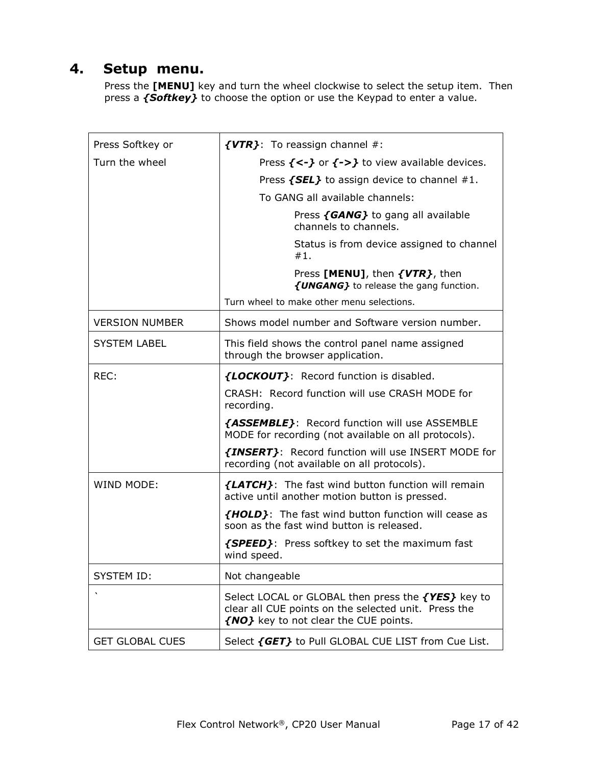## 4. Setup menu.

Press the **[MENU]** key and turn the wheel clockwise to select the setup item. Then press a ***{Softkey}*** to choose the option or use the Keypad to enter a value.

| Press Softkey or<br><br>Turn the wheel | ***{VTR}***: To reassign channel #:<br><br>Press ***{<-}*** or ***{->}*** to view available devices.<br><br>Press ***{SEL}*** to assign device to channel #1.<br><br>To GANG all available channels:<br><br>Press ***{GANG}*** to gang all available channels to channels.<br><br>Status is from device assigned to channel #1.<br><br>Press **[MENU]**, then ***{VTR}***, then ***{UNGANG}*** to release the gang function.<br><br>Turn wheel to make other menu selections. |
|---|---|
| VERSION NUMBER | Shows model number and Software version number. |
| SYSTEM LABEL | This field shows the control panel name assigned through the browser application. |
| REC: | ***{LOCKOUT}***: Record function is disabled.<br><br>CRASH: Record function will use CRASH MODE for recording.<br><br>***{ASSEMBLE}***: Record function will use ASSEMBLE MODE for recording (not available on all protocols).<br><br>***{INSERT}***: Record function will use INSERT MODE for recording (not available on all protocols). |
| WIND MODE: | ***{LATCH}***: The fast wind button function will remain active until another motion button is pressed.<br><br>***{HOLD}***: The fast wind button function will cease as soon as the fast wind button is released.<br><br>***{SPEED}***: Press softkey to set the maximum fast wind speed. |
| SYSTEM ID: | Not changeable |
| ` | Select LOCAL or GLOBAL then press the ***{YES}*** key to clear all CUE points on the selected unit. Press the ***{NO}*** key to not clear the CUE points. |
| GET GLOBAL CUES | Select ***{GET}*** to Pull GLOBAL CUE LIST from Cue List. |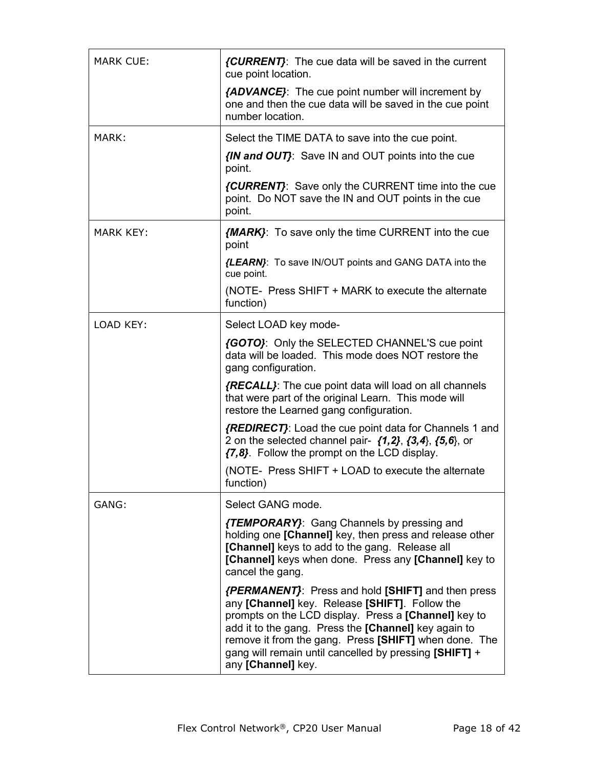| | |
|---|---|
| MARK CUE: | ***{CURRENT}***: The cue data will be saved in the current cue point location.<br><br>***{ADVANCE}***: The cue point number will increment by one and then the cue data will be saved in the cue point number location. |
| MARK: | Select the TIME DATA to save into the cue point.<br><br>***{IN and OUT}***: Save IN and OUT points into the cue point.<br><br>***{CURRENT}***: Save only the CURRENT time into the cue point. Do NOT save the IN and OUT points in the cue point. |
| MARK KEY: | ***{MARK}***: To save only the time CURRENT into the cue point<br><br>***{LEARN}***: To save IN/OUT points and GANG DATA into the cue point.<br><br>(NOTE- Press SHIFT + MARK to execute the alternate function) |
| LOAD KEY: | Select LOAD key mode-<br><br>***{GOTO}***: Only the SELECTED CHANNEL'S cue point data will be loaded. This mode does NOT restore the gang configuration.<br><br>***{RECALL}***: The cue point data will load on all channels that were part of the original Learn. This mode will restore the Learned gang configuration.<br><br>***{REDIRECT}***: Load the cue point data for Channels 1 and 2 on the selected channel pair- ***{1,2}***, ***{3,4}***, ***{5,6}***, or ***{7,8}***. Follow the prompt on the LCD display.<br><br>(NOTE- Press SHIFT + LOAD to execute the alternate function) |
| GANG: | Select GANG mode.<br><br>***{TEMPORARY}***: Gang Channels by pressing and holding one **[Channel]** key, then press and release other **[Channel]** keys to add to the gang. Release all **[Channel]** keys when done. Press any **[Channel]** key to cancel the gang.<br><br>***{PERMANENT}***: Press and hold **[SHIFT]** and then press any **[Channel]** key. Release **[SHIFT]**. Follow the prompts on the LCD display. Press a **[Channel]** key to add it to the gang. Press the **[Channel]** key again to remove it from the gang. Press **[SHIFT]** when done. The gang will remain until cancelled by pressing **[SHIFT]** + any **[Channel]** key. |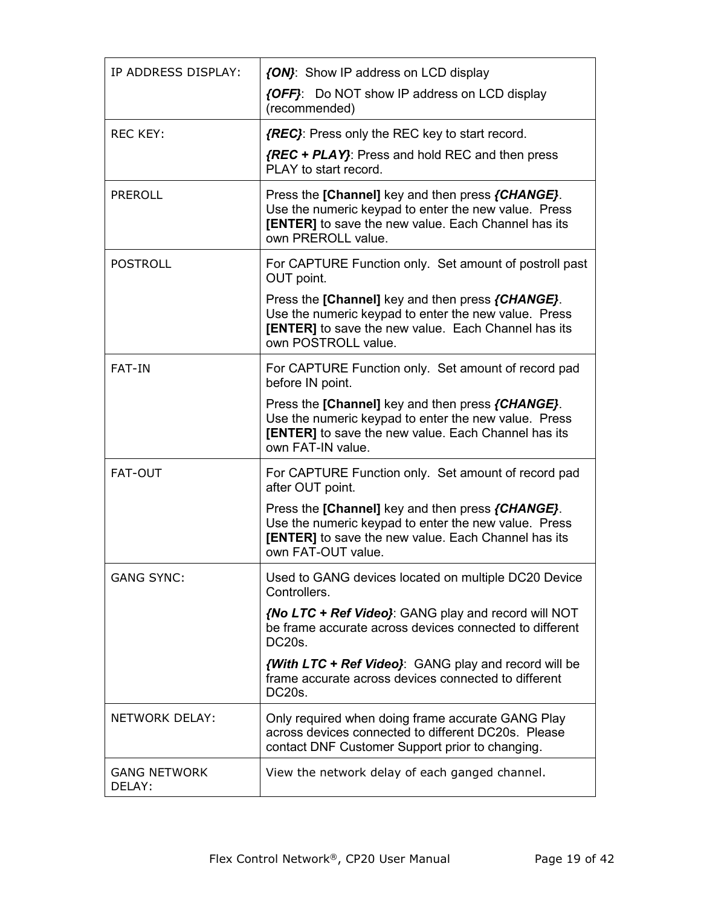| | |
|---|---|
| IP ADDRESS DISPLAY: | ***{ON}***: Show IP address on LCD display<br>***{OFF}***: Do NOT show IP address on LCD display (recommended) |
| REC KEY: | ***{REC}***: Press only the REC key to start record.<br>***{REC + PLAY}***: Press and hold REC and then press PLAY to start record. |
| PREROLL | Press the **[Channel]** key and then press ***{CHANGE}***. Use the numeric keypad to enter the new value. Press **[ENTER]** to save the new value. Each Channel has its own PREROLL value. |
| POSTROLL | For CAPTURE Function only. Set amount of postroll past OUT point.<br>Press the **[Channel]** key and then press ***{CHANGE}***. Use the numeric keypad to enter the new value. Press **[ENTER]** to save the new value. Each Channel has its own POSTROLL value. |
| FAT-IN | For CAPTURE Function only. Set amount of record pad before IN point.<br>Press the **[Channel]** key and then press ***{CHANGE}***. Use the numeric keypad to enter the new value. Press **[ENTER]** to save the new value. Each Channel has its own FAT-IN value. |
| FAT-OUT | For CAPTURE Function only. Set amount of record pad after OUT point.<br>Press the **[Channel]** key and then press ***{CHANGE}***. Use the numeric keypad to enter the new value. Press **[ENTER]** to save the new value. Each Channel has its own FAT-OUT value. |
| GANG SYNC: | Used to GANG devices located on multiple DC20 Device Controllers.<br>***{No LTC + Ref Video}***: GANG play and record will NOT be frame accurate across devices connected to different DC20s.<br>***{With LTC + Ref Video}***: GANG play and record will be frame accurate across devices connected to different DC20s. |
| NETWORK DELAY: | Only required when doing frame accurate GANG Play across devices connected to different DC20s. Please contact DNF Customer Support prior to changing. |
| GANG NETWORK DELAY: | View the network delay of each ganged channel. |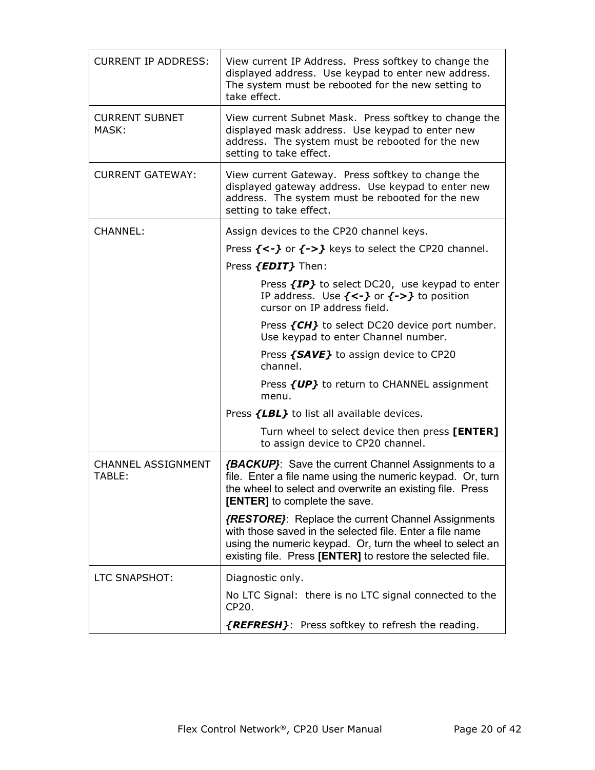| | |
|---|---|
| CURRENT IP ADDRESS: | View current IP Address. Press softkey to change the displayed address. Use keypad to enter new address. The system must be rebooted for the new setting to take effect. |
| CURRENT SUBNET MASK: | View current Subnet Mask. Press softkey to change the displayed mask address. Use keypad to enter new address. The system must be rebooted for the new setting to take effect. |
| CURRENT GATEWAY: | View current Gateway. Press softkey to change the displayed gateway address. Use keypad to enter new address. The system must be rebooted for the new setting to take effect. |
| CHANNEL: | Assign devices to the CP20 channel keys.<br>Press ***{<-}*** or ***{->}*** keys to select the CP20 channel.<br>Press ***{EDIT}*** Then:<br>Press ***{IP}*** to select DC20, use keypad to enter IP address. Use ***{<-}*** or ***{->}*** to position cursor on IP address field.<br>Press ***{CH}*** to select DC20 device port number. Use keypad to enter Channel number.<br>Press ***{SAVE}*** to assign device to CP20 channel.<br>Press ***{UP}*** to return to CHANNEL assignment menu.<br>Press ***{LBL}*** to list all available devices.<br>Turn wheel to select device then press **[ENTER]** to assign device to CP20 channel. |
| CHANNEL ASSIGNMENT TABLE: | ***{BACKUP}***: Save the current Channel Assignments to a file. Enter a file name using the numeric keypad. Or, turn the wheel to select and overwrite an existing file. Press **[ENTER]** to complete the save.<br>***{RESTORE}***: Replace the current Channel Assignments with those saved in the selected file. Enter a file name using the numeric keypad. Or, turn the wheel to select an existing file. Press **[ENTER]** to restore the selected file. |
| LTC SNAPSHOT: | Diagnostic only.<br>No LTC Signal: there is no LTC signal connected to the CP20.<br>***{REFRESH}***: Press softkey to refresh the reading. |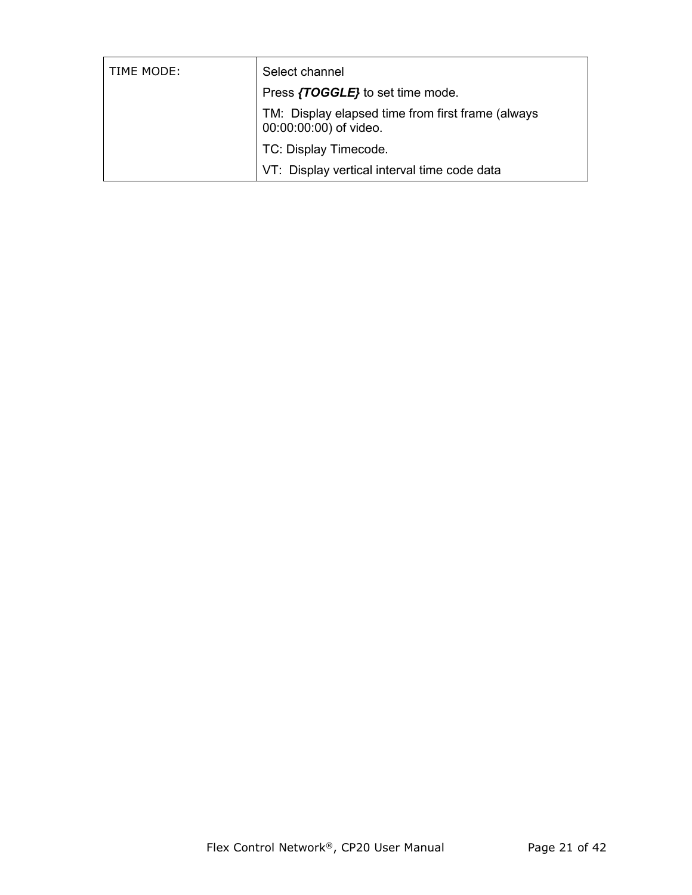| TIME MODE: | Select channel<br>Press ***{TOGGLE}*** to set time mode.<br>TM:  Display elapsed time from first frame (always 00:00:00:00) of video.<br>TC: Display Timecode.<br>VT:  Display vertical interval time code data |
|---|---|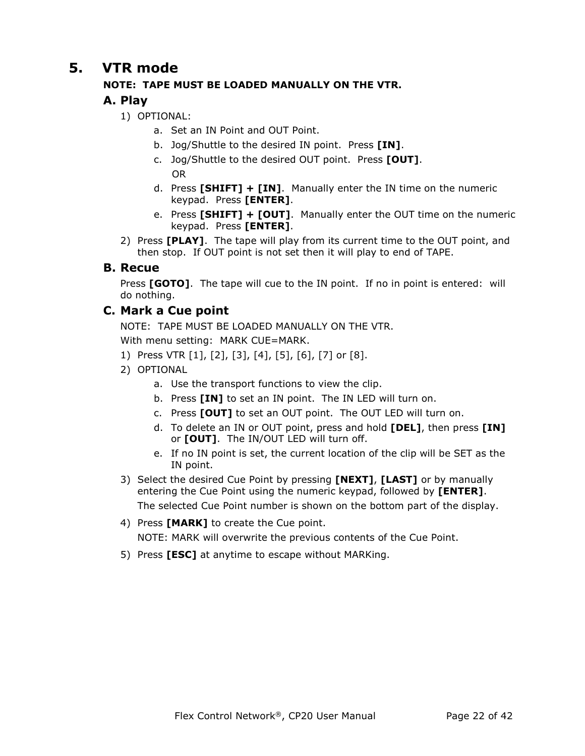# 5. VTR mode

**NOTE: TAPE MUST BE LOADED MANUALLY ON THE VTR.**

## A. Play

1) OPTIONAL:
   a. Set an IN Point and OUT Point.
   b. Jog/Shuttle to the desired IN point. Press **[IN]**.
   c. Jog/Shuttle to the desired OUT point. Press **[OUT]**.
   OR
   d. Press **[SHIFT] + [IN]**. Manually enter the IN time on the numeric keypad. Press **[ENTER]**.
   e. Press **[SHIFT] + [OUT]**. Manually enter the OUT time on the numeric keypad. Press **[ENTER]**.
2) Press **[PLAY]**. The tape will play from its current time to the OUT point, and then stop. If OUT point is not set then it will play to end of TAPE.

## B. Recue

Press **[GOTO]**. The tape will cue to the IN point. If no in point is entered: will do nothing.

## C. Mark a Cue point

NOTE: TAPE MUST BE LOADED MANUALLY ON THE VTR.

With menu setting: MARK CUE=MARK.

1) Press VTR [1], [2], [3], [4], [5], [6], [7] or [8].
2) OPTIONAL
   a. Use the transport functions to view the clip.
   b. Press **[IN]** to set an IN point. The IN LED will turn on.
   c. Press **[OUT]** to set an OUT point. The OUT LED will turn on.
   d. To delete an IN or OUT point, press and hold **[DEL]**, then press **[IN]** or **[OUT]**. The IN/OUT LED will turn off.
   e. If no IN point is set, the current location of the clip will be SET as the IN point.
3) Select the desired Cue Point by pressing **[NEXT]**, **[LAST]** or by manually entering the Cue Point using the numeric keypad, followed by **[ENTER]**.

   The selected Cue Point number is shown on the bottom part of the display.
4) Press **[MARK]** to create the Cue point.

   NOTE: MARK will overwrite the previous contents of the Cue Point.
5) Press **[ESC]** at anytime to escape without MARKing.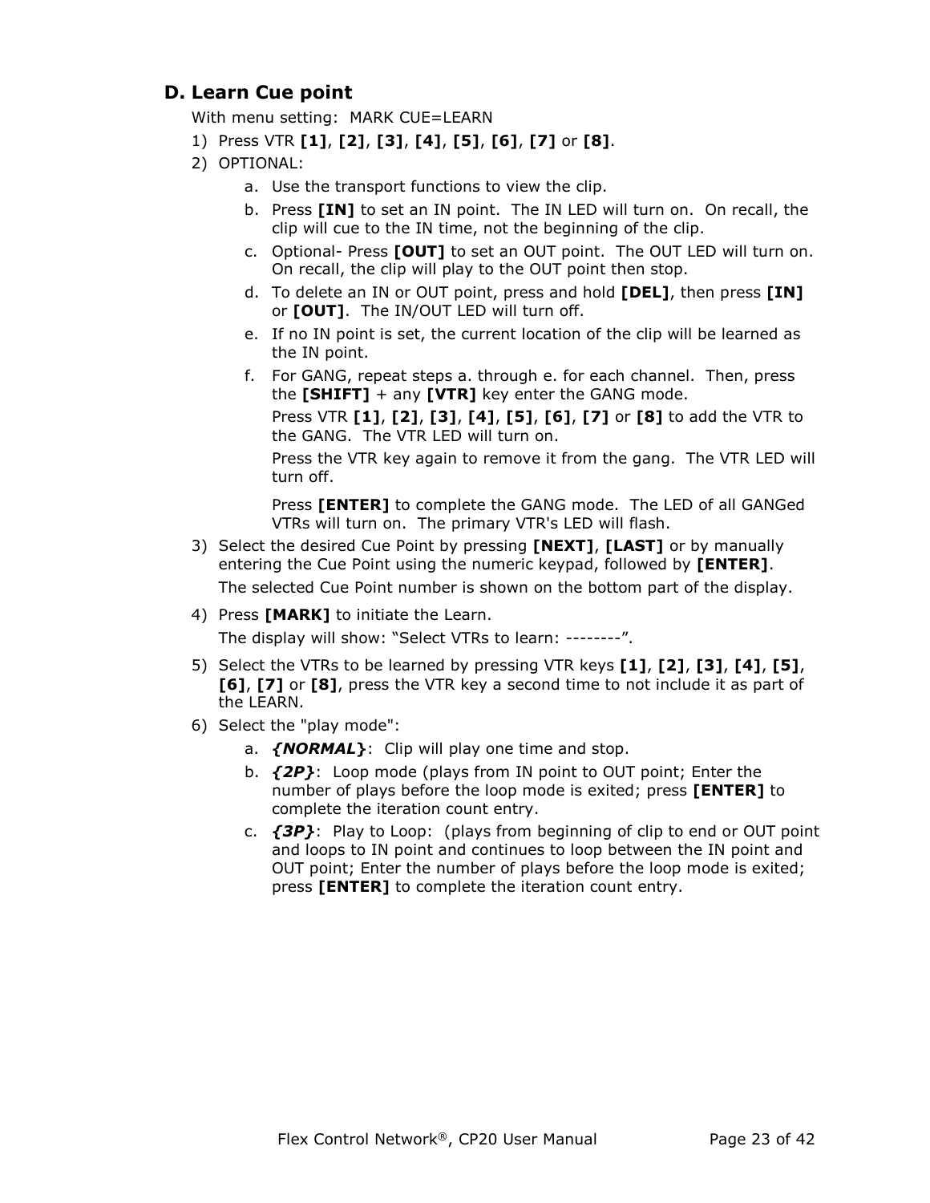## D. Learn Cue point

With menu setting: MARK CUE=LEARN

1) Press VTR **[1]**, **[2]**, **[3]**, **[4]**, **[5]**, **[6]**, **[7]** or **[8]**.
2) OPTIONAL:
    a. Use the transport functions to view the clip.
    b. Press **[IN]** to set an IN point. The IN LED will turn on. On recall, the clip will cue to the IN time, not the beginning of the clip.
    c. Optional- Press **[OUT]** to set an OUT point. The OUT LED will turn on. On recall, the clip will play to the OUT point then stop.
    d. To delete an IN or OUT point, press and hold **[DEL]**, then press **[IN]** or **[OUT]**. The IN/OUT LED will turn off.
    e. If no IN point is set, the current location of the clip will be learned as the IN point.
    f. For GANG, repeat steps a. through e. for each channel. Then, press the **[SHIFT]** + any **[VTR]** key enter the GANG mode.

       Press VTR **[1]**, **[2]**, **[3]**, **[4]**, **[5]**, **[6]**, **[7]** or **[8]** to add the VTR to the GANG. The VTR LED will turn on.

       Press the VTR key again to remove it from the gang. The VTR LED will turn off.

       Press **[ENTER]** to complete the GANG mode. The LED of all GANGed VTRs will turn on. The primary VTR's LED will flash.
3) Select the desired Cue Point by pressing **[NEXT]**, **[LAST]** or by manually entering the Cue Point using the numeric keypad, followed by **[ENTER]**.

   The selected Cue Point number is shown on the bottom part of the display.
4) Press **[MARK]** to initiate the Learn.

   The display will show: “Select VTRs to learn: --------”.
5) Select the VTRs to be learned by pressing VTR keys **[1]**, **[2]**, **[3]**, **[4]**, **[5]**, **[6]**, **[7]** or **[8]**, press the VTR key a second time to not include it as part of the LEARN.
6) Select the "play mode":
    a. ***{NORMAL}***: Clip will play one time and stop.
    b. ***{2P}***: Loop mode (plays from IN point to OUT point; Enter the number of plays before the loop mode is exited; press **[ENTER]** to complete the iteration count entry.
    c. ***{3P}***: Play to Loop: (plays from beginning of clip to end or OUT point and loops to IN point and continues to loop between the IN point and OUT point; Enter the number of plays before the loop mode is exited; press **[ENTER]** to complete the iteration count entry.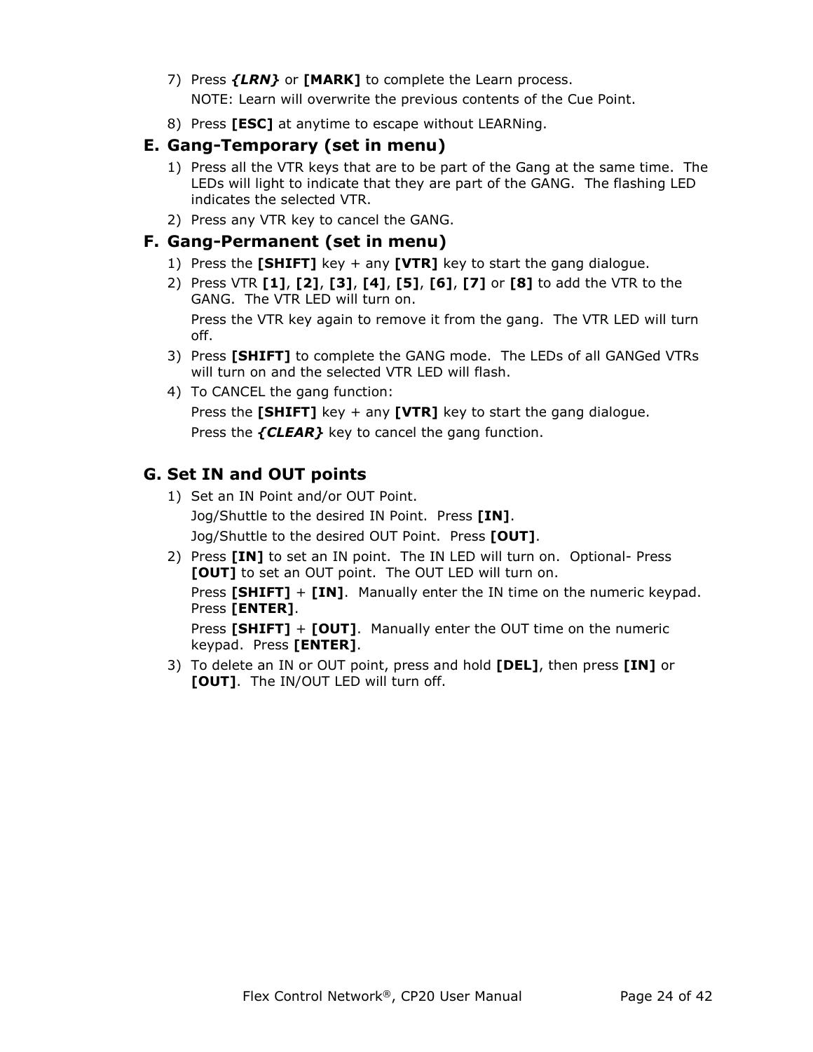7) Press ***{LRN}*** or **[MARK]** to complete the Learn process.

   NOTE: Learn will overwrite the previous contents of the Cue Point.

8) Press **[ESC]** at anytime to escape without LEARNing.

## E. Gang-Temporary (set in menu)

1) Press all the VTR keys that are to be part of the Gang at the same time. The LEDs will light to indicate that they are part of the GANG. The flashing LED indicates the selected VTR.
2) Press any VTR key to cancel the GANG.

## F. Gang-Permanent (set in menu)

1) Press the **[SHIFT]** key + any **[VTR]** key to start the gang dialogue.
2) Press VTR **[1]**, **[2]**, **[3]**, **[4]**, **[5]**, **[6]**, **[7]** or **[8]** to add the VTR to the GANG. The VTR LED will turn on.

   Press the VTR key again to remove it from the gang. The VTR LED will turn off.

3) Press **[SHIFT]** to complete the GANG mode. The LEDs of all GANGed VTRs will turn on and the selected VTR LED will flash.
4) To CANCEL the gang function:

   Press the **[SHIFT]** key + any **[VTR]** key to start the gang dialogue.

   Press the ***{CLEAR}*** key to cancel the gang function.

## G. Set IN and OUT points

1) Set an IN Point and/or OUT Point.

   Jog/Shuttle to the desired IN Point. Press **[IN]**.

   Jog/Shuttle to the desired OUT Point. Press **[OUT]**.

2) Press **[IN]** to set an IN point. The IN LED will turn on. Optional- Press **[OUT]** to set an OUT point. The OUT LED will turn on.

   Press **[SHIFT]** + **[IN]**. Manually enter the IN time on the numeric keypad. Press **[ENTER]**.

   Press **[SHIFT]** + **[OUT]**. Manually enter the OUT time on the numeric keypad. Press **[ENTER]**.

3) To delete an IN or OUT point, press and hold **[DEL]**, then press **[IN]** or **[OUT]**. The IN/OUT LED will turn off.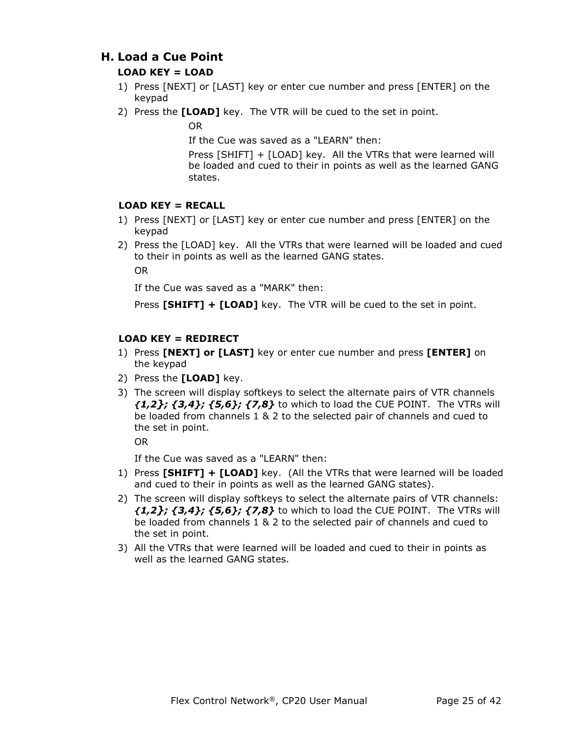## H. Load a Cue Point

**LOAD KEY = LOAD**

1) Press [NEXT] or [LAST] key or enter cue number and press [ENTER] on the keypad
2) Press the **[LOAD]** key.  The VTR will be cued to the set in point.

   OR

   If the Cue was saved as a "LEARN" then:

   Press [SHIFT] + [LOAD] key.  All the VTRs that were learned will be loaded and cued to their in points as well as the learned GANG states.

**LOAD KEY = RECALL**

1) Press [NEXT] or [LAST] key or enter cue number and press [ENTER] on the keypad
2) Press the [LOAD] key.  All the VTRs that were learned will be loaded and cued to their in points as well as the learned GANG states.

   OR

   If the Cue was saved as a "MARK" then:

   Press **[SHIFT] + [LOAD]** key.  The VTR will be cued to the set in point.

**LOAD KEY = REDIRECT**

1) Press **[NEXT] or [LAST]** key or enter cue number and press **[ENTER]** on the keypad
2) Press the **[LOAD]** key.
3) The screen will display softkeys to select the alternate pairs of VTR channels ***{1,2}; {3,4}; {5,6}; {7,8}*** to which to load the CUE POINT.  The VTRs will be loaded from channels 1 & 2 to the selected pair of channels and cued to the set in point.

   OR

   If the Cue was saved as a "LEARN" then:

1) Press **[SHIFT] + [LOAD]** key.  (All the VTRs that were learned will be loaded and cued to their in points as well as the learned GANG states).
2) The screen will display softkeys to select the alternate pairs of VTR channels: ***{1,2}; {3,4}; {5,6}; {7,8}*** to which to load the CUE POINT.  The VTRs will be loaded from channels 1 & 2 to the selected pair of channels and cued to the set in point.
3) All the VTRs that were learned will be loaded and cued to their in points as well as the learned GANG states.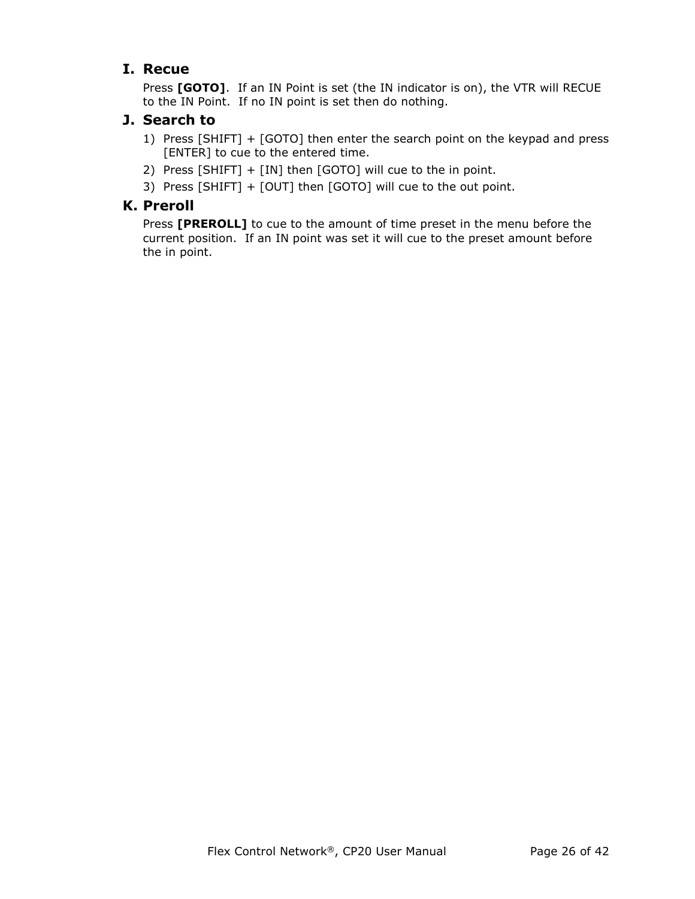### I. Recue

Press **[GOTO]**. If an IN Point is set (the IN indicator is on), the VTR will RECUE to the IN Point. If no IN point is set then do nothing.

### J. Search to

1) Press [SHIFT] + [GOTO] then enter the search point on the keypad and press [ENTER] to cue to the entered time.
2) Press [SHIFT] + [IN] then [GOTO] will cue to the in point.
3) Press [SHIFT] + [OUT] then [GOTO] will cue to the out point.

### K. Preroll

Press **[PREROLL]** to cue to the amount of time preset in the menu before the current position. If an IN point was set it will cue to the preset amount before the in point.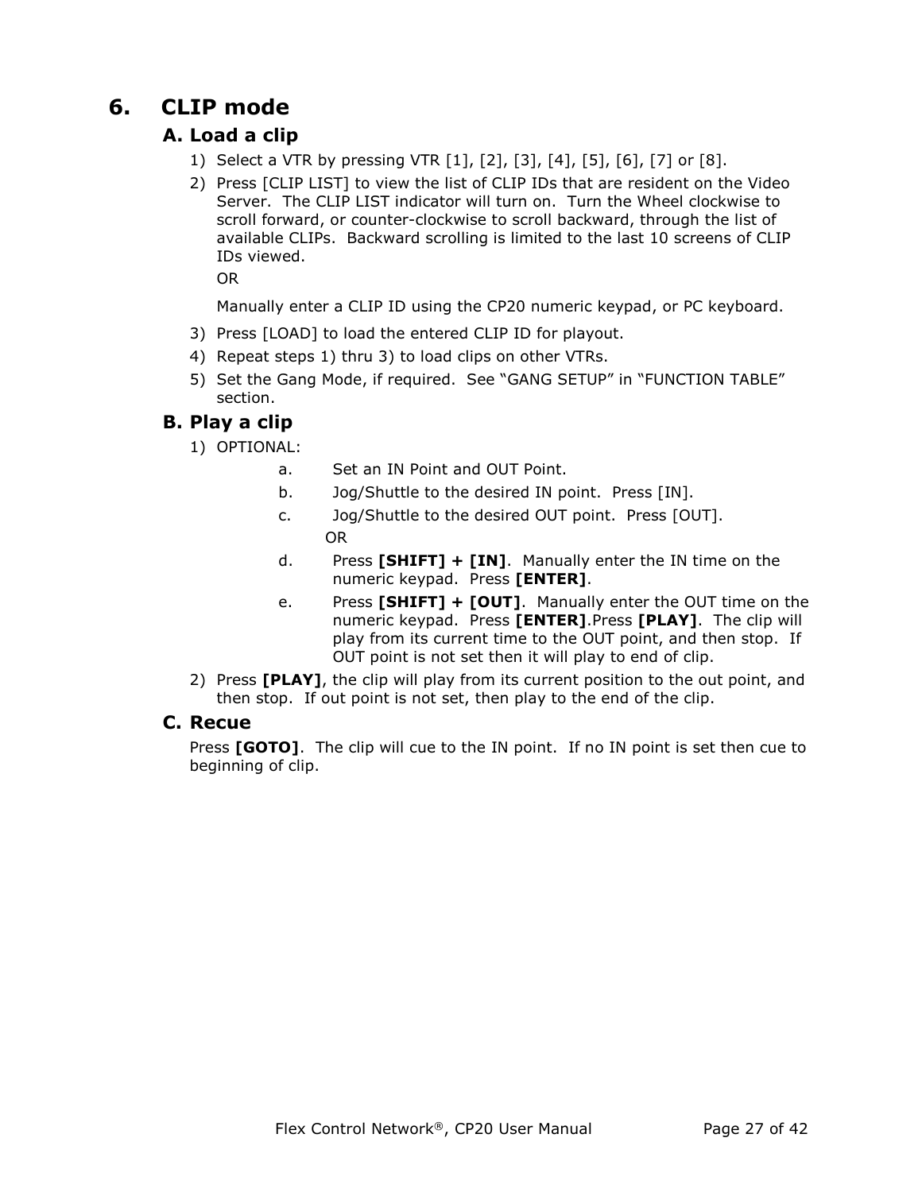# 6. CLIP mode

## A. Load a clip

1) Select a VTR by pressing VTR [1], [2], [3], [4], [5], [6], [7] or [8].
2) Press [CLIP LIST] to view the list of CLIP IDs that are resident on the Video Server. The CLIP LIST indicator will turn on. Turn the Wheel clockwise to scroll forward, or counter-clockwise to scroll backward, through the list of available CLIPs. Backward scrolling is limited to the last 10 screens of CLIP IDs viewed.

   OR

   Manually enter a CLIP ID using the CP20 numeric keypad, or PC keyboard.
3) Press [LOAD] to load the entered CLIP ID for playout.
4) Repeat steps 1) thru 3) to load clips on other VTRs.
5) Set the Gang Mode, if required. See "GANG SETUP" in "FUNCTION TABLE" section.

## B. Play a clip

1) OPTIONAL:
   a. Set an IN Point and OUT Point.
   b. Jog/Shuttle to the desired IN point. Press [IN].
   c. Jog/Shuttle to the desired OUT point. Press [OUT].

   OR

   d. Press **[SHIFT] + [IN]**. Manually enter the IN time on the numeric keypad. Press **[ENTER]**.
   e. Press **[SHIFT] + [OUT]**. Manually enter the OUT time on the numeric keypad. Press **[ENTER]**.Press **[PLAY]**. The clip will play from its current time to the OUT point, and then stop. If OUT point is not set then it will play to end of clip.
2) Press **[PLAY]**, the clip will play from its current position to the out point, and then stop. If out point is not set, then play to the end of the clip.

## C. Recue

Press **[GOTO]**. The clip will cue to the IN point. If no IN point is set then cue to beginning of clip.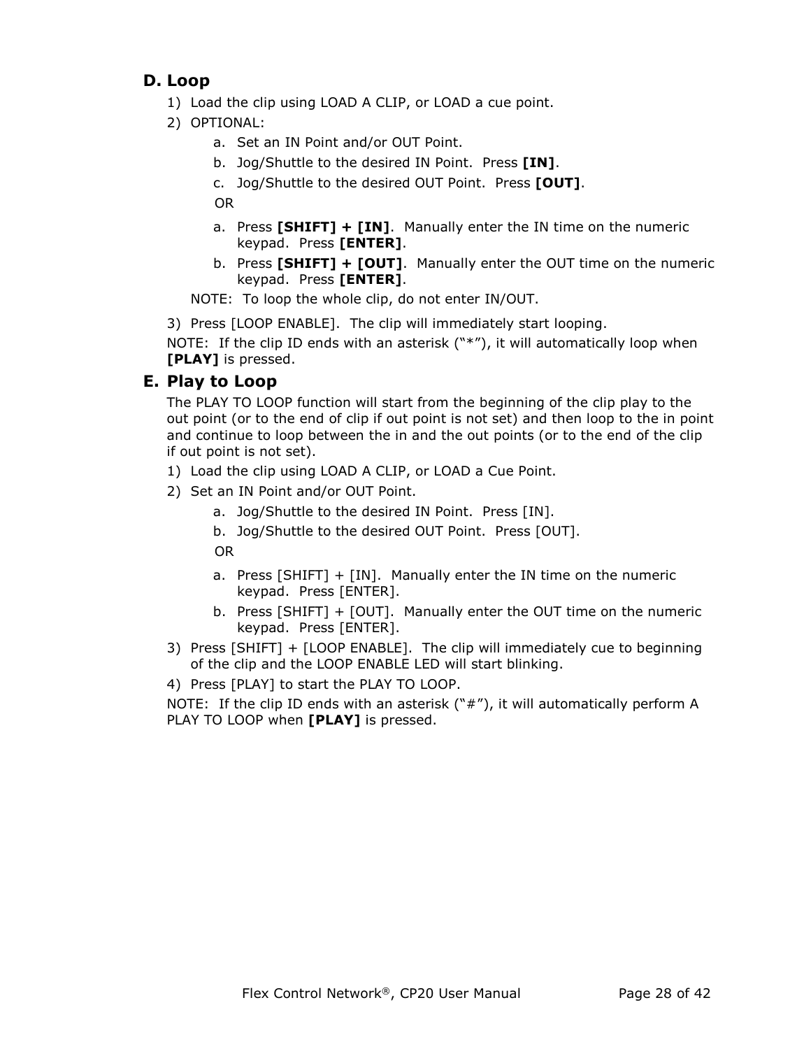## D. Loop

1) Load the clip using LOAD A CLIP, or LOAD a cue point.
2) OPTIONAL:
    a. Set an IN Point and/or OUT Point.
    b. Jog/Shuttle to the desired IN Point. Press **[IN]**.
    c. Jog/Shuttle to the desired OUT Point. Press **[OUT]**.

    OR

    a. Press **[SHIFT] + [IN]**. Manually enter the IN time on the numeric keypad. Press **[ENTER]**.
    b. Press **[SHIFT] + [OUT]**. Manually enter the OUT time on the numeric keypad. Press **[ENTER]**.

    NOTE: To loop the whole clip, do not enter IN/OUT.
3) Press [LOOP ENABLE]. The clip will immediately start looping.

NOTE: If the clip ID ends with an asterisk ("*"), it will automatically loop when **[PLAY]** is pressed.

## E. Play to Loop

The PLAY TO LOOP function will start from the beginning of the clip play to the out point (or to the end of clip if out point is not set) and then loop to the in point and continue to loop between the in and the out points (or to the end of the clip if out point is not set).

1) Load the clip using LOAD A CLIP, or LOAD a Cue Point.
2) Set an IN Point and/or OUT Point.
    a. Jog/Shuttle to the desired IN Point. Press [IN].
    b. Jog/Shuttle to the desired OUT Point. Press [OUT].

    OR

    a. Press [SHIFT] + [IN]. Manually enter the IN time on the numeric keypad. Press [ENTER].
    b. Press [SHIFT] + [OUT]. Manually enter the OUT time on the numeric keypad. Press [ENTER].
3) Press [SHIFT] + [LOOP ENABLE]. The clip will immediately cue to beginning of the clip and the LOOP ENABLE LED will start blinking.
4) Press [PLAY] to start the PLAY TO LOOP.

NOTE: If the clip ID ends with an asterisk ("#"), it will automatically perform A PLAY TO LOOP when **[PLAY]** is pressed.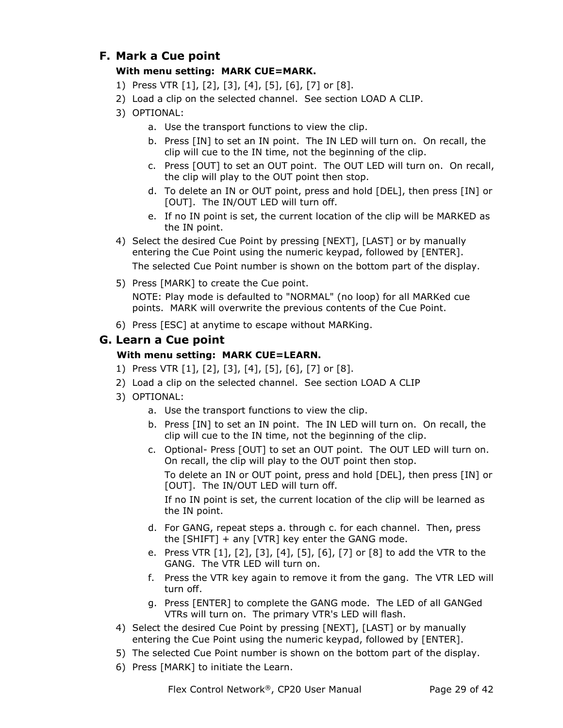## F. Mark a Cue point

**With menu setting: MARK CUE=MARK.**

1) Press VTR [1], [2], [3], [4], [5], [6], [7] or [8].
2) Load a clip on the selected channel. See section LOAD A CLIP.
3) OPTIONAL:
   a. Use the transport functions to view the clip.
   b. Press [IN] to set an IN point. The IN LED will turn on. On recall, the clip will cue to the IN time, not the beginning of the clip.
   c. Press [OUT] to set an OUT point. The OUT LED will turn on. On recall, the clip will play to the OUT point then stop.
   d. To delete an IN or OUT point, press and hold [DEL], then press [IN] or [OUT]. The IN/OUT LED will turn off.
   e. If no IN point is set, the current location of the clip will be MARKED as the IN point.
4) Select the desired Cue Point by pressing [NEXT], [LAST] or by manually entering the Cue Point using the numeric keypad, followed by [ENTER].

   The selected Cue Point number is shown on the bottom part of the display.
5) Press [MARK] to create the Cue point.

   NOTE: Play mode is defaulted to "NORMAL" (no loop) for all MARKed cue points. MARK will overwrite the previous contents of the Cue Point.
6) Press [ESC] at anytime to escape without MARKing.

## G. Learn a Cue point

**With menu setting: MARK CUE=LEARN.**

1) Press VTR [1], [2], [3], [4], [5], [6], [7] or [8].
2) Load a clip on the selected channel. See section LOAD A CLIP
3) OPTIONAL:
   a. Use the transport functions to view the clip.
   b. Press [IN] to set an IN point. The IN LED will turn on. On recall, the clip will cue to the IN time, not the beginning of the clip.
   c. Optional- Press [OUT] to set an OUT point. The OUT LED will turn on. On recall, the clip will play to the OUT point then stop.

      To delete an IN or OUT point, press and hold [DEL], then press [IN] or [OUT]. The IN/OUT LED will turn off.

      If no IN point is set, the current location of the clip will be learned as the IN point.
   d. For GANG, repeat steps a. through c. for each channel. Then, press the [SHIFT] + any [VTR] key enter the GANG mode.
   e. Press VTR [1], [2], [3], [4], [5], [6], [7] or [8] to add the VTR to the GANG. The VTR LED will turn on.
   f. Press the VTR key again to remove it from the gang. The VTR LED will turn off.
   g. Press [ENTER] to complete the GANG mode. The LED of all GANGed VTRs will turn on. The primary VTR's LED will flash.
4) Select the desired Cue Point by pressing [NEXT], [LAST] or by manually entering the Cue Point using the numeric keypad, followed by [ENTER].
5) The selected Cue Point number is shown on the bottom part of the display.
6) Press [MARK] to initiate the Learn.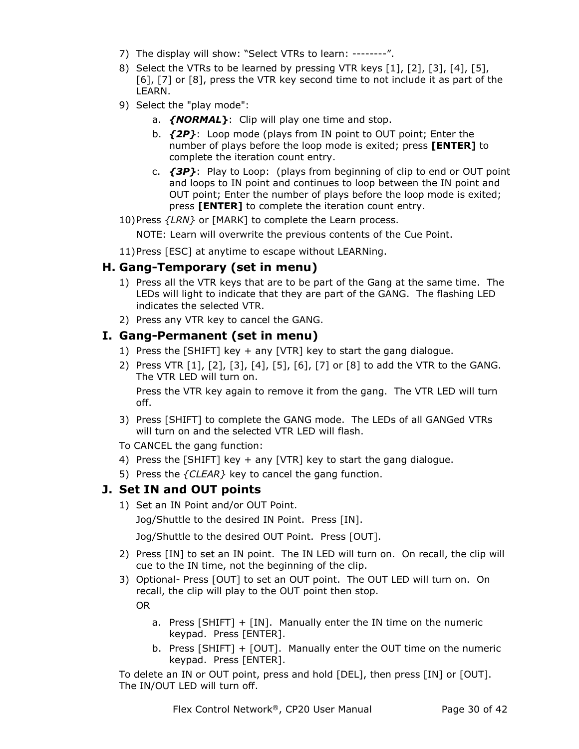7) The display will show: "Select VTRs to learn: --------".
8) Select the VTRs to be learned by pressing VTR keys [1], [2], [3], [4], [5], [6], [7] or [8], press the VTR key second time to not include it as part of the LEARN.
9) Select the "play mode":
   a. ***{NORMAL}***: Clip will play one time and stop.
   b. ***{2P}***: Loop mode (plays from IN point to OUT point; Enter the number of plays before the loop mode is exited; press **[ENTER]** to complete the iteration count entry.
   c. ***{3P}***: Play to Loop: (plays from beginning of clip to end or OUT point and loops to IN point and continues to loop between the IN point and OUT point; Enter the number of plays before the loop mode is exited; press **[ENTER]** to complete the iteration count entry.
10) Press *{LRN}* or [MARK] to complete the Learn process.

    NOTE: Learn will overwrite the previous contents of the Cue Point.
11) Press [ESC] at anytime to escape without LEARNing.

## H. Gang-Temporary (set in menu)

1) Press all the VTR keys that are to be part of the Gang at the same time. The LEDs will light to indicate that they are part of the GANG. The flashing LED indicates the selected VTR.
2) Press any VTR key to cancel the GANG.

## I. Gang-Permanent (set in menu)

1) Press the [SHIFT] key + any [VTR] key to start the gang dialogue.
2) Press VTR [1], [2], [3], [4], [5], [6], [7] or [8] to add the VTR to the GANG. The VTR LED will turn on.

   Press the VTR key again to remove it from the gang. The VTR LED will turn off.
3) Press [SHIFT] to complete the GANG mode. The LEDs of all GANGed VTRs will turn on and the selected VTR LED will flash.

To CANCEL the gang function:

4) Press the [SHIFT] key + any [VTR] key to start the gang dialogue.
5) Press the *{CLEAR}* key to cancel the gang function.

## J. Set IN and OUT points

1) Set an IN Point and/or OUT Point.

   Jog/Shuttle to the desired IN Point. Press [IN].

   Jog/Shuttle to the desired OUT Point. Press [OUT].
2) Press [IN] to set an IN point. The IN LED will turn on. On recall, the clip will cue to the IN time, not the beginning of the clip.
3) Optional- Press [OUT] to set an OUT point. The OUT LED will turn on. On recall, the clip will play to the OUT point then stop.

   OR

   a. Press [SHIFT] + [IN]. Manually enter the IN time on the numeric keypad. Press [ENTER].
   b. Press [SHIFT] + [OUT]. Manually enter the OUT time on the numeric keypad. Press [ENTER].

To delete an IN or OUT point, press and hold [DEL], then press [IN] or [OUT]. The IN/OUT LED will turn off.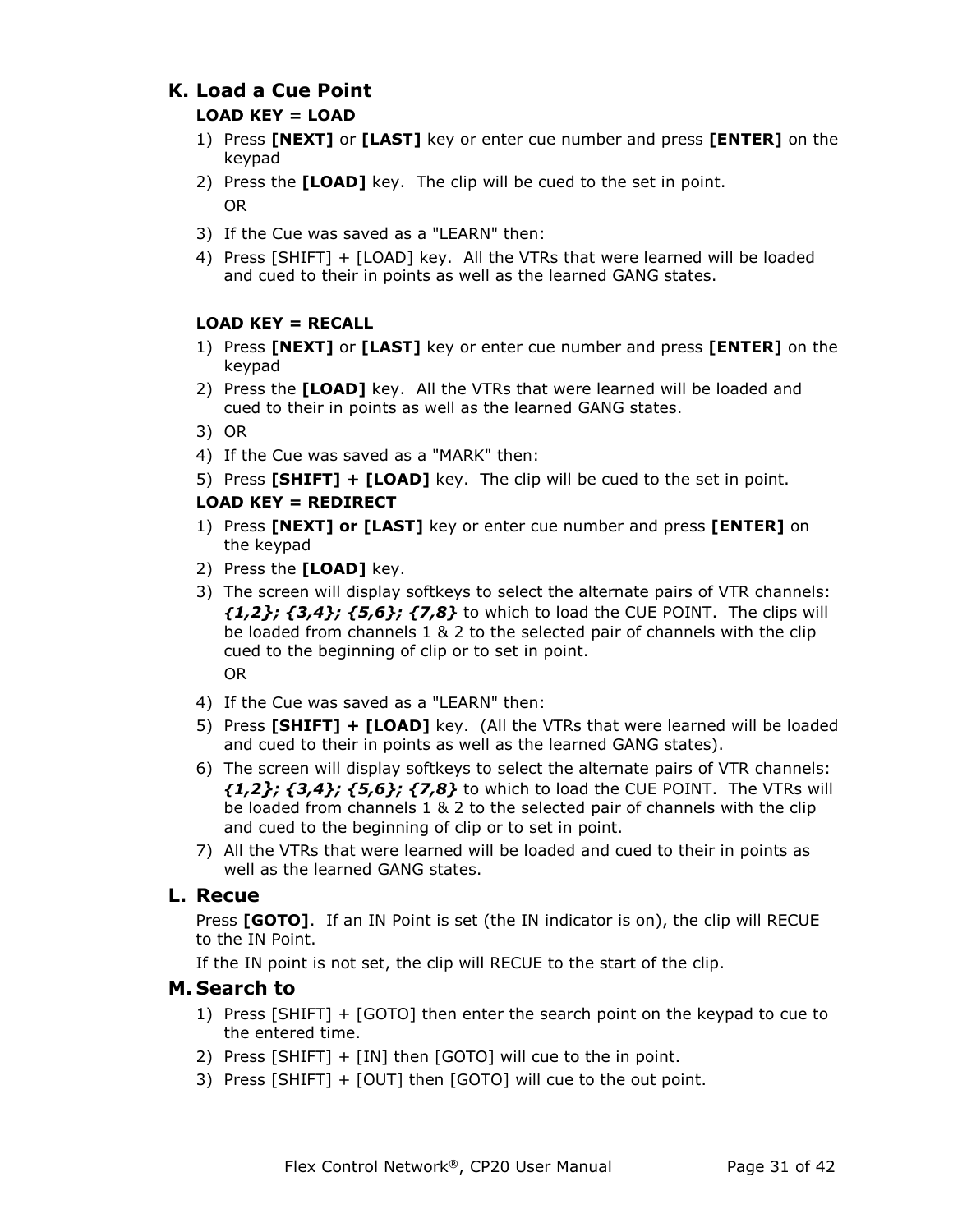## K. Load a Cue Point

**LOAD KEY = LOAD**

1) Press **[NEXT]** or **[LAST]** key or enter cue number and press **[ENTER]** on the keypad
2) Press the **[LOAD]** key. The clip will be cued to the set in point.

   OR

3) If the Cue was saved as a "LEARN" then:
4) Press [SHIFT] + [LOAD] key. All the VTRs that were learned will be loaded and cued to their in points as well as the learned GANG states.

**LOAD KEY = RECALL**

1) Press **[NEXT]** or **[LAST]** key or enter cue number and press **[ENTER]** on the keypad
2) Press the **[LOAD]** key. All the VTRs that were learned will be loaded and cued to their in points as well as the learned GANG states.
3) OR
4) If the Cue was saved as a "MARK" then:
5) Press **[SHIFT] + [LOAD]** key. The clip will be cued to the set in point.

**LOAD KEY = REDIRECT**

1) Press **[NEXT] or [LAST]** key or enter cue number and press **[ENTER]** on the keypad
2) Press the **[LOAD]** key.
3) The screen will display softkeys to select the alternate pairs of VTR channels: ***{1,2}; {3,4}; {5,6}; {7,8}*** to which to load the CUE POINT. The clips will be loaded from channels 1 & 2 to the selected pair of channels with the clip cued to the beginning of clip or to set in point.

   OR

4) If the Cue was saved as a "LEARN" then:
5) Press **[SHIFT] + [LOAD]** key. (All the VTRs that were learned will be loaded and cued to their in points as well as the learned GANG states).
6) The screen will display softkeys to select the alternate pairs of VTR channels: ***{1,2}; {3,4}; {5,6}; {7,8}*** to which to load the CUE POINT. The VTRs will be loaded from channels 1 & 2 to the selected pair of channels with the clip and cued to the beginning of clip or to set in point.
7) All the VTRs that were learned will be loaded and cued to their in points as well as the learned GANG states.

## L. Recue

Press **[GOTO]**. If an IN Point is set (the IN indicator is on), the clip will RECUE to the IN Point.

If the IN point is not set, the clip will RECUE to the start of the clip.

## M. Search to

1) Press [SHIFT] + [GOTO] then enter the search point on the keypad to cue to the entered time.
2) Press [SHIFT] + [IN] then [GOTO] will cue to the in point.
3) Press [SHIFT] + [OUT] then [GOTO] will cue to the out point.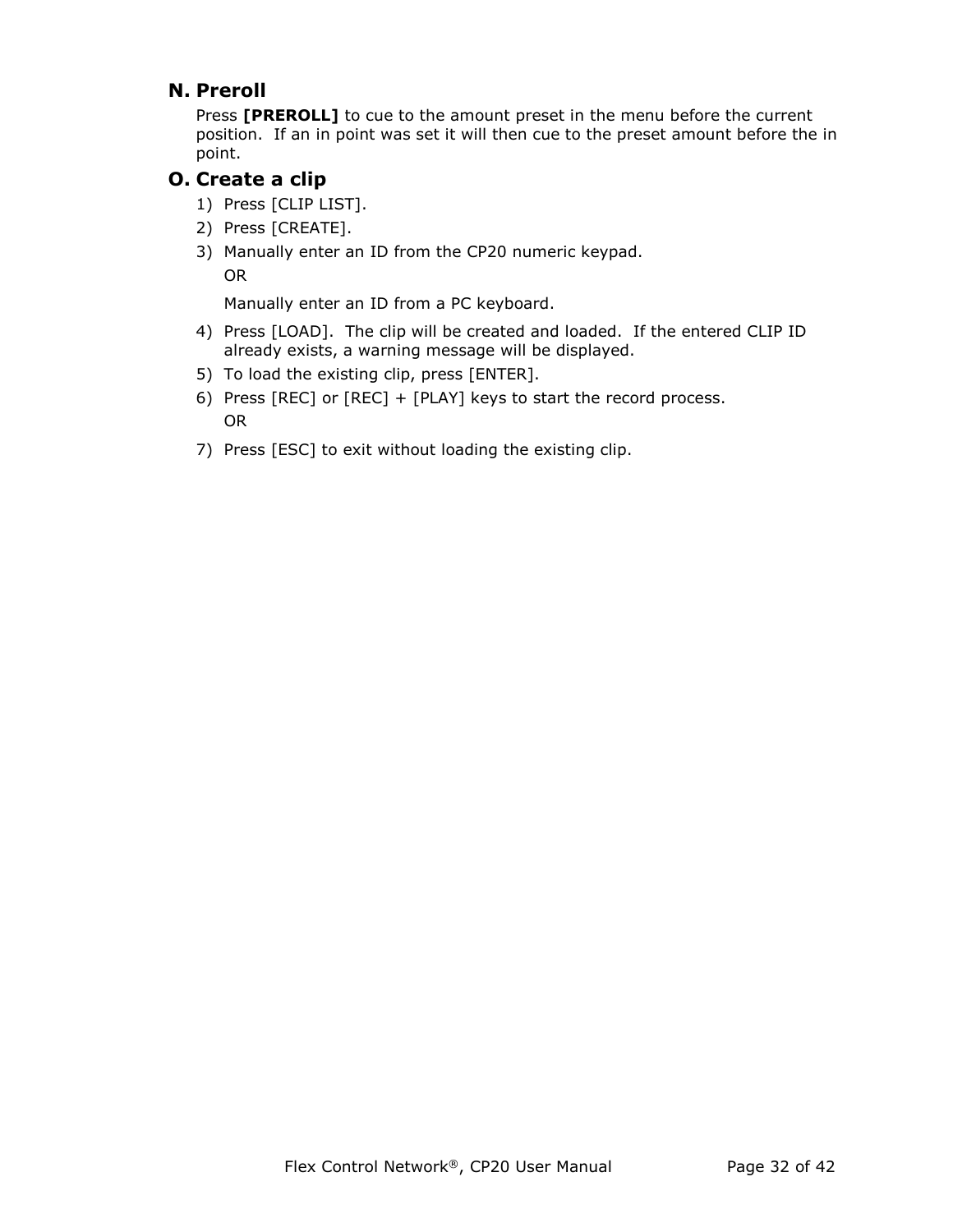## N. Preroll

Press **[PREROLL]** to cue to the amount preset in the menu before the current position. If an in point was set it will then cue to the preset amount before the in point.

## O. Create a clip

1) Press [CLIP LIST].
2) Press [CREATE].
3) Manually enter an ID from the CP20 numeric keypad.

   OR

   Manually enter an ID from a PC keyboard.
4) Press [LOAD]. The clip will be created and loaded. If the entered CLIP ID already exists, a warning message will be displayed.
5) To load the existing clip, press [ENTER].
6) Press [REC] or [REC] + [PLAY] keys to start the record process.

   OR
7) Press [ESC] to exit without loading the existing clip.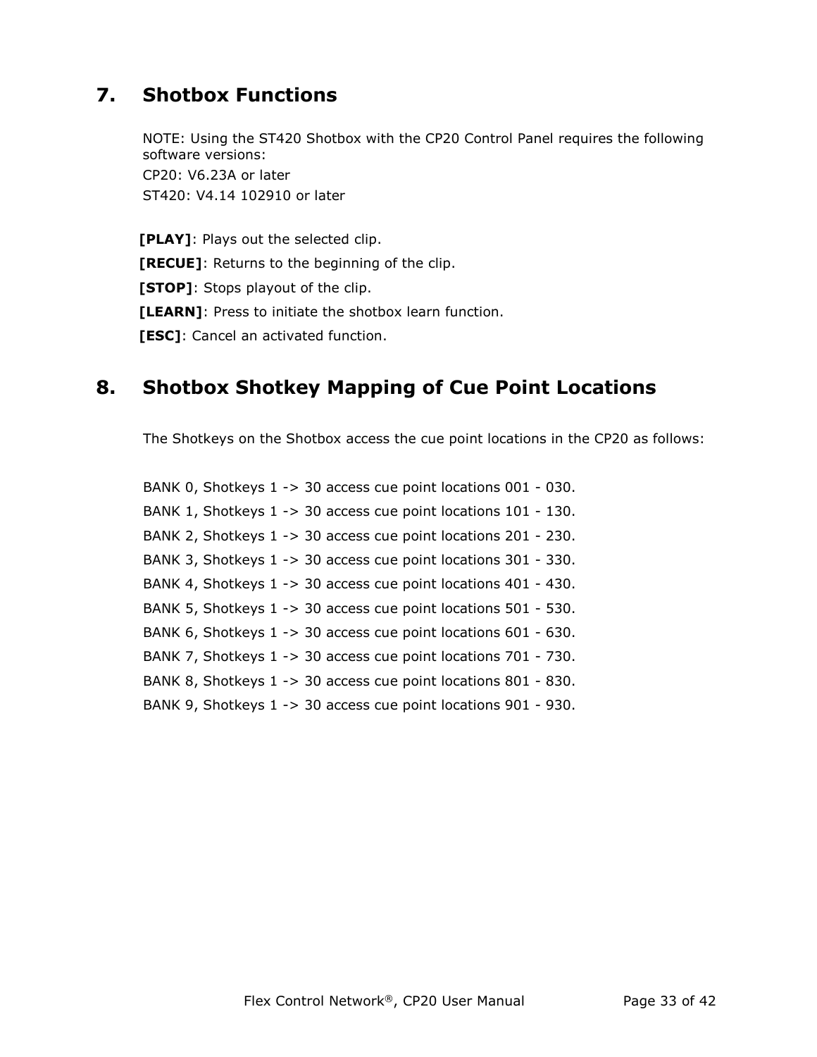# 7. Shotbox Functions

NOTE: Using the ST420 Shotbox with the CP20 Control Panel requires the following software versions:
CP20: V6.23A or later
ST420: V4.14 102910 or later

**[PLAY]**: Plays out the selected clip.
**[RECUE]**: Returns to the beginning of the clip.
**[STOP]**: Stops playout of the clip.
**[LEARN]**: Press to initiate the shotbox learn function.
**[ESC]**: Cancel an activated function.

# 8. Shotbox Shotkey Mapping of Cue Point Locations

The Shotkeys on the Shotbox access the cue point locations in the CP20 as follows:

BANK 0, Shotkeys 1 -> 30 access cue point locations 001 - 030.
BANK 1, Shotkeys 1 -> 30 access cue point locations 101 - 130.
BANK 2, Shotkeys 1 -> 30 access cue point locations 201 - 230.
BANK 3, Shotkeys 1 -> 30 access cue point locations 301 - 330.
BANK 4, Shotkeys 1 -> 30 access cue point locations 401 - 430.
BANK 5, Shotkeys 1 -> 30 access cue point locations 501 - 530.
BANK 6, Shotkeys 1 -> 30 access cue point locations 601 - 630.
BANK 7, Shotkeys 1 -> 30 access cue point locations 701 - 730.
BANK 8, Shotkeys 1 -> 30 access cue point locations 801 - 830.
BANK 9, Shotkeys 1 -> 30 access cue point locations 901 - 930.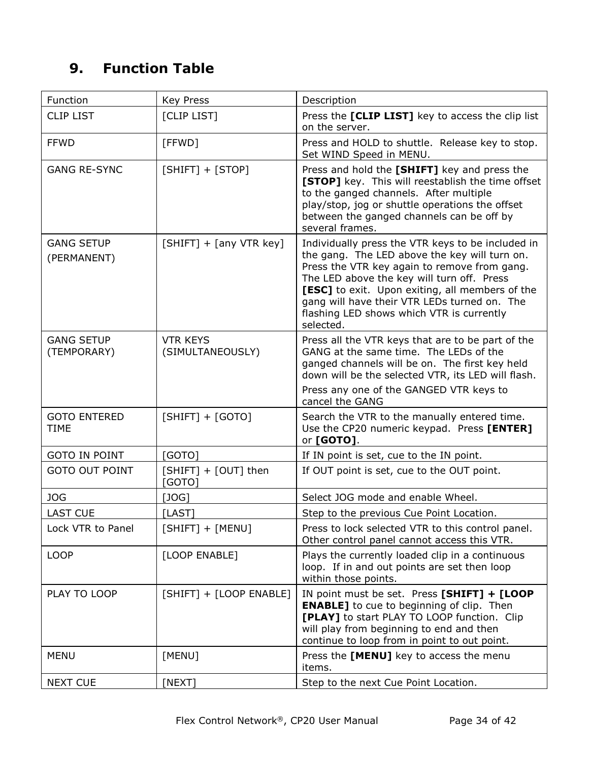# 9. Function Table

| Function | Key Press | Description |
|---|---|---|
| CLIP LIST | [CLIP LIST] | Press the **[CLIP LIST]** key to access the clip list on the server. |
| FFWD | [FFWD] | Press and HOLD to shuttle. Release key to stop. Set WIND Speed in MENU. |
| GANG RE-SYNC | [SHIFT] + [STOP] | Press and hold the **[SHIFT]** key and press the **[STOP]** key. This will reestablish the time offset to the ganged channels. After multiple play/stop, jog or shuttle operations the offset between the ganged channels can be off by several frames. |
| GANG SETUP (PERMANENT) | [SHIFT] + [any VTR key] | Individually press the VTR keys to be included in the gang. The LED above the key will turn on. Press the VTR key again to remove from gang. The LED above the key will turn off. Press **[ESC]** to exit. Upon exiting, all members of the gang will have their VTR LEDs turned on. The flashing LED shows which VTR is currently selected. |
| GANG SETUP (TEMPORARY) | VTR KEYS (SIMULTANEOUSLY) | Press all the VTR keys that are to be part of the GANG at the same time. The LEDs of the ganged channels will be on. The first key held down will be the selected VTR, its LED will flash. Press any one of the GANGED VTR keys to cancel the GANG |
| GOTO ENTERED TIME | [SHIFT] + [GOTO] | Search the VTR to the manually entered time. Use the CP20 numeric keypad. Press **[ENTER]** or **[GOTO]**. |
| GOTO IN POINT | [GOTO] | If IN point is set, cue to the IN point. |
| GOTO OUT POINT | [SHIFT] + [OUT] then [GOTO] | If OUT point is set, cue to the OUT point. |
| JOG | [JOG] | Select JOG mode and enable Wheel. |
| LAST CUE | [LAST] | Step to the previous Cue Point Location. |
| Lock VTR to Panel | [SHIFT] + [MENU] | Press to lock selected VTR to this control panel. Other control panel cannot access this VTR. |
| LOOP | [LOOP ENABLE] | Plays the currently loaded clip in a continuous loop. If in and out points are set then loop within those points. |
| PLAY TO LOOP | [SHIFT] + [LOOP ENABLE] | IN point must be set. Press **[SHIFT] + [LOOP ENABLE]** to cue to beginning of clip. Then **[PLAY]** to start PLAY TO LOOP function. Clip will play from beginning to end and then continue to loop from in point to out point. |
| MENU | [MENU] | Press the **[MENU]** key to access the menu items. |
| NEXT CUE | [NEXT] | Step to the next Cue Point Location. |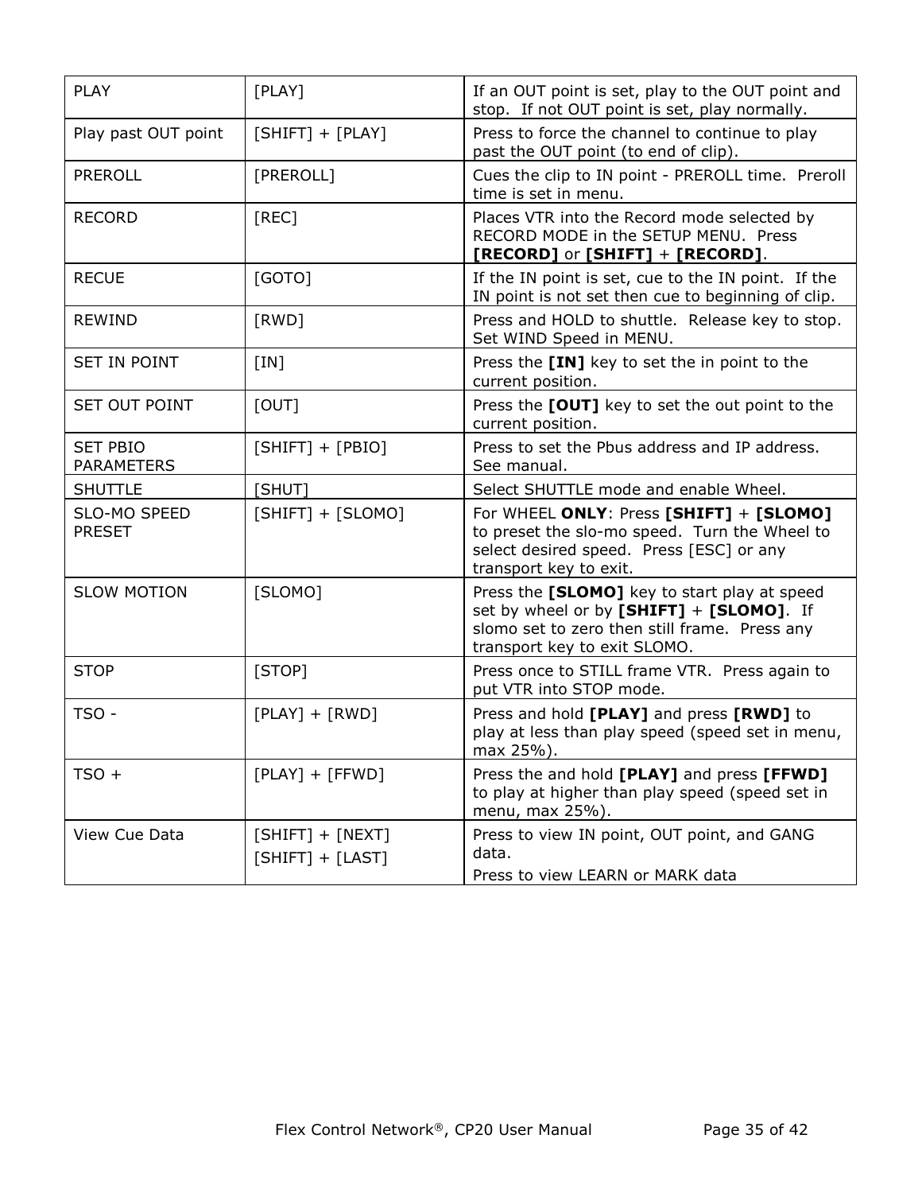| PLAY | [PLAY] | If an OUT point is set, play to the OUT point and stop. If not OUT point is set, play normally. |
|---|---|---|
| Play past OUT point | [SHIFT] + [PLAY] | Press to force the channel to continue to play past the OUT point (to end of clip). |
| PREROLL | [PREROLL] | Cues the clip to IN point - PREROLL time. Preroll time is set in menu. |
| RECORD | [REC] | Places VTR into the Record mode selected by RECORD MODE in the SETUP MENU. Press **[RECORD]** or **[SHIFT]** + **[RECORD]**. |
| RECUE | [GOTO] | If the IN point is set, cue to the IN point. If the IN point is not set then cue to beginning of clip. |
| REWIND | [RWD] | Press and HOLD to shuttle. Release key to stop. Set WIND Speed in MENU. |
| SET IN POINT | [IN] | Press the **[IN]** key to set the in point to the current position. |
| SET OUT POINT | [OUT] | Press the **[OUT]** key to set the out point to the current position. |
| SET PBIO PARAMETERS | [SHIFT] + [PBIO] | Press to set the Pbus address and IP address. See manual. |
| SHUTTLE | [SHUT] | Select SHUTTLE mode and enable Wheel. |
| SLO-MO SPEED PRESET | [SHIFT] + [SLOMO] | For WHEEL **ONLY**: Press **[SHIFT]** + **[SLOMO]** to preset the slo-mo speed. Turn the Wheel to select desired speed. Press [ESC] or any transport key to exit. |
| SLOW MOTION | [SLOMO] | Press the **[SLOMO]** key to start play at speed set by wheel or by **[SHIFT]** + **[SLOMO]**. If slomo set to zero then still frame. Press any transport key to exit SLOMO. |
| STOP | [STOP] | Press once to STILL frame VTR. Press again to put VTR into STOP mode. |
| TSO - | [PLAY] + [RWD] | Press and hold **[PLAY]** and press **[RWD]** to play at less than play speed (speed set in menu, max 25%). |
| TSO + | [PLAY] + [FFWD] | Press the and hold **[PLAY]** and press **[FFWD]** to play at higher than play speed (speed set in menu, max 25%). |
| View Cue Data | [SHIFT] + [NEXT]<br>[SHIFT] + [LAST] | Press to view IN point, OUT point, and GANG data.<br>Press to view LEARN or MARK data |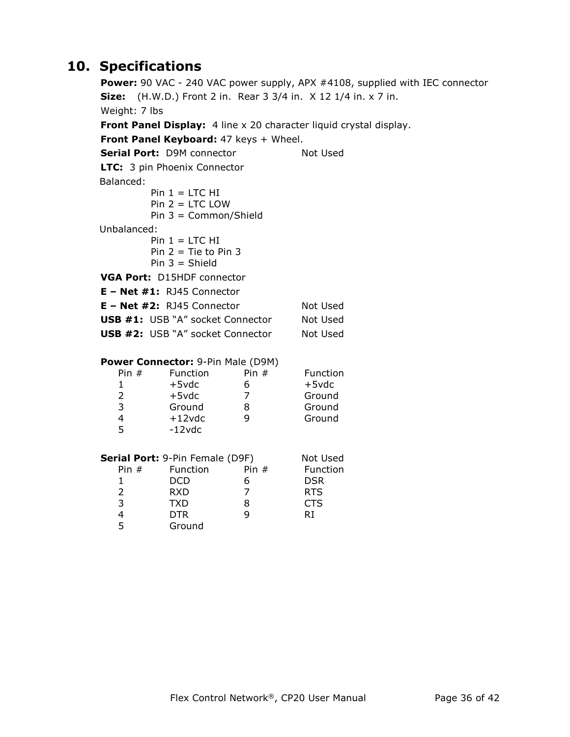# 10. Specifications

**Power:** 90 VAC - 240 VAC power supply, APX #4108, supplied with IEC connector

**Size:** (H.W.D.) Front 2 in. Rear 3 3/4 in. X 12 1/4 in. x 7 in.

Weight: 7 lbs

**Front Panel Display:** 4 line x 20 character liquid crystal display.

**Front Panel Keyboard:** 47 keys + Wheel.

**Serial Port:** D9M connector Not Used

**LTC:** 3 pin Phoenix Connector

Balanced:

- Pin 1 = LTC HI
- Pin 2 = LTC LOW
- Pin 3 = Common/Shield

Unbalanced:

- Pin 1 = LTC HI
- Pin 2 = Tie to Pin 3
- Pin 3 = Shield

**VGA Port:** D15HDF connector

**E – Net #1:** RJ45 Connector

**E – Net #2:** RJ45 Connector Not Used

**USB #1:** USB "A" socket Connector Not Used

**USB #2:** USB "A" socket Connector Not Used

**Power Connector:** 9-Pin Male (D9M)

| Pin # | Function | Pin # | Function |
|---|---|---|---|
| 1 | +5vdc | 6 | +5vdc |
| 2 | +5vdc | 7 | Ground |
| 3 | Ground | 8 | Ground |
| 4 | +12vdc | 9 | Ground |
| 5 | -12vdc | | |

**Serial Port:** 9-Pin Female (D9F) Not Used

| Pin # | Function | Pin # | Function |
|---|---|---|---|
| 1 | DCD | 6 | DSR |
| 2 | RXD | 7 | RTS |
| 3 | TXD | 8 | CTS |
| 4 | DTR | 9 | RI |
| 5 | Ground | | |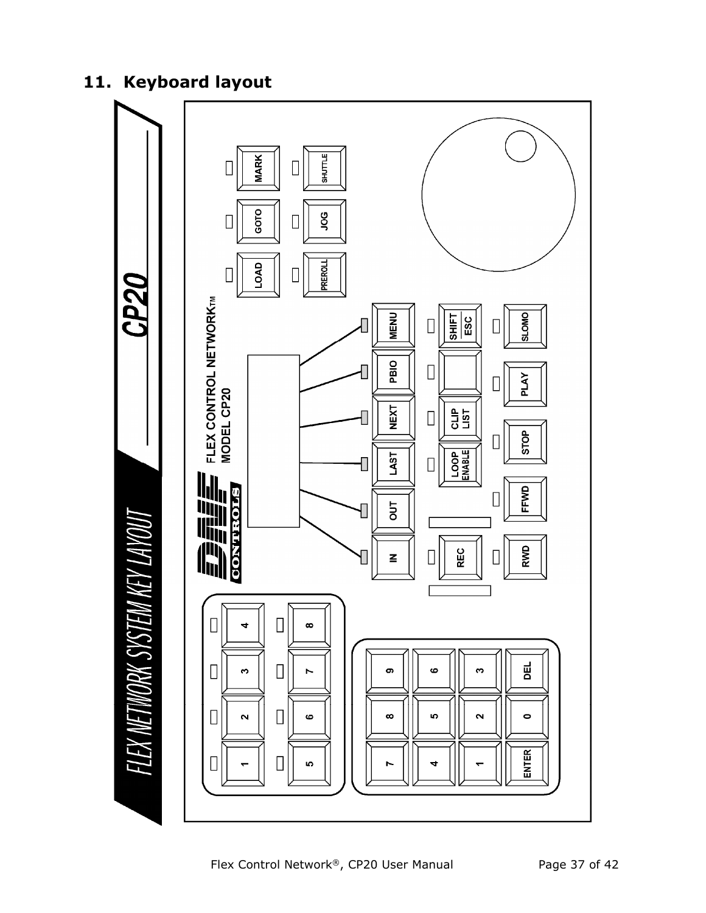## 11. Keyboard layout

FLEX NETWORK SYSTEM KEY LAYOUT

CP20

FLEX CONTROL NETWORK™
MODEL CP20

DNF CONTROLS

MARK | GOTO | LOAD

SHUTTLE | JOG | PREROLL

MENU | PBIO | NEXT | LAST | OUT | IN

SHIFT/ESC | CLIP LIST | LOOP ENABLE | REC

SLOMO | PLAY | STOP | FFWD | RWD

1 | 2 | 3 | 4

5 | 6 | 7 | 8

7 | 8 | 9

4 | 5 | 6

1 | 2 | 3

ENTER | 0 | DEL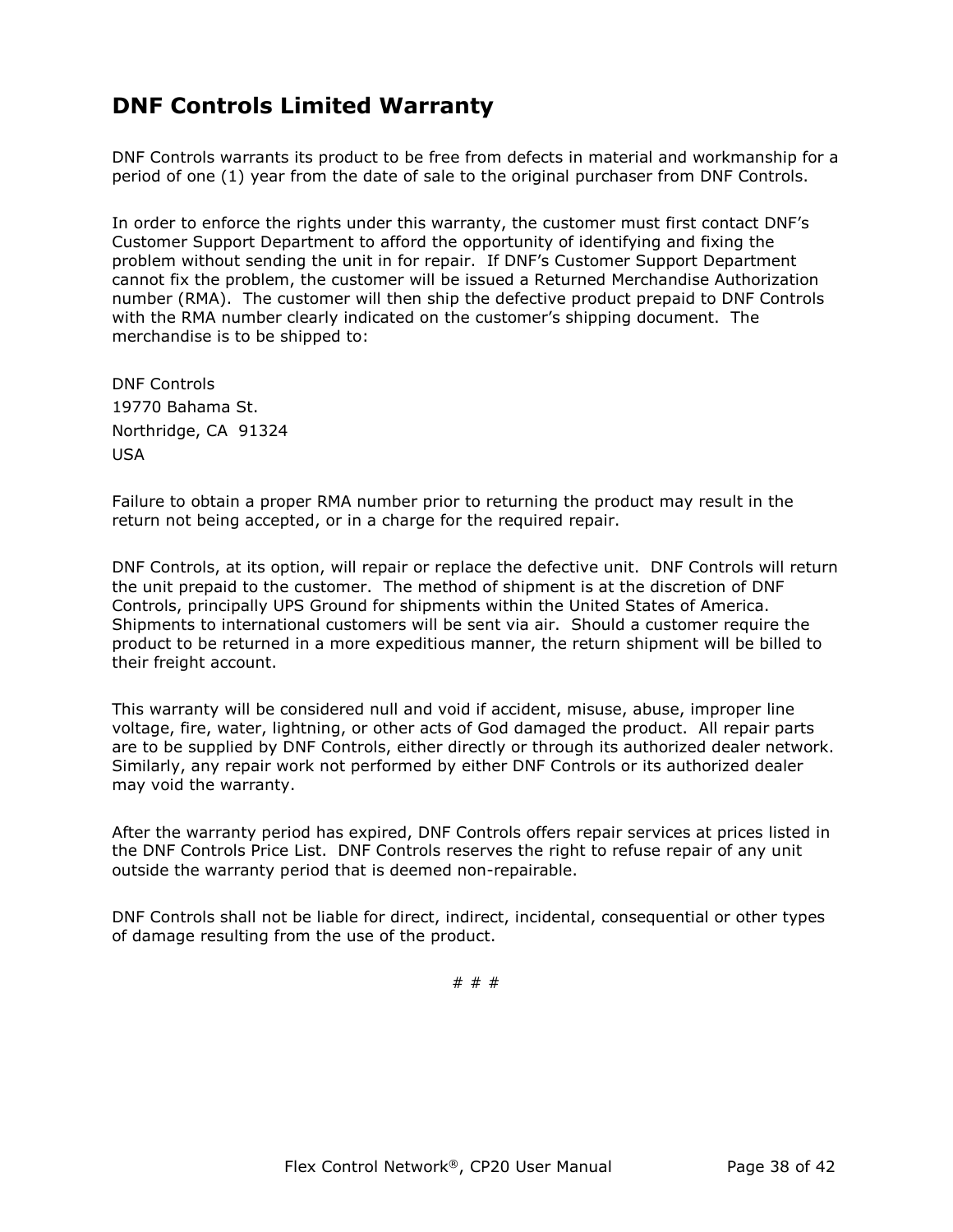# DNF Controls Limited Warranty

DNF Controls warrants its product to be free from defects in material and workmanship for a period of one (1) year from the date of sale to the original purchaser from DNF Controls.

In order to enforce the rights under this warranty, the customer must first contact DNF's Customer Support Department to afford the opportunity of identifying and fixing the problem without sending the unit in for repair. If DNF's Customer Support Department cannot fix the problem, the customer will be issued a Returned Merchandise Authorization number (RMA). The customer will then ship the defective product prepaid to DNF Controls with the RMA number clearly indicated on the customer's shipping document. The merchandise is to be shipped to:

DNF Controls
19770 Bahama St.
Northridge, CA 91324
USA

Failure to obtain a proper RMA number prior to returning the product may result in the return not being accepted, or in a charge for the required repair.

DNF Controls, at its option, will repair or replace the defective unit. DNF Controls will return the unit prepaid to the customer. The method of shipment is at the discretion of DNF Controls, principally UPS Ground for shipments within the United States of America. Shipments to international customers will be sent via air. Should a customer require the product to be returned in a more expeditious manner, the return shipment will be billed to their freight account.

This warranty will be considered null and void if accident, misuse, abuse, improper line voltage, fire, water, lightning, or other acts of God damaged the product. All repair parts are to be supplied by DNF Controls, either directly or through its authorized dealer network. Similarly, any repair work not performed by either DNF Controls or its authorized dealer may void the warranty.

After the warranty period has expired, DNF Controls offers repair services at prices listed in the DNF Controls Price List. DNF Controls reserves the right to refuse repair of any unit outside the warranty period that is deemed non-repairable.

DNF Controls shall not be liable for direct, indirect, incidental, consequential or other types of damage resulting from the use of the product.

# # #